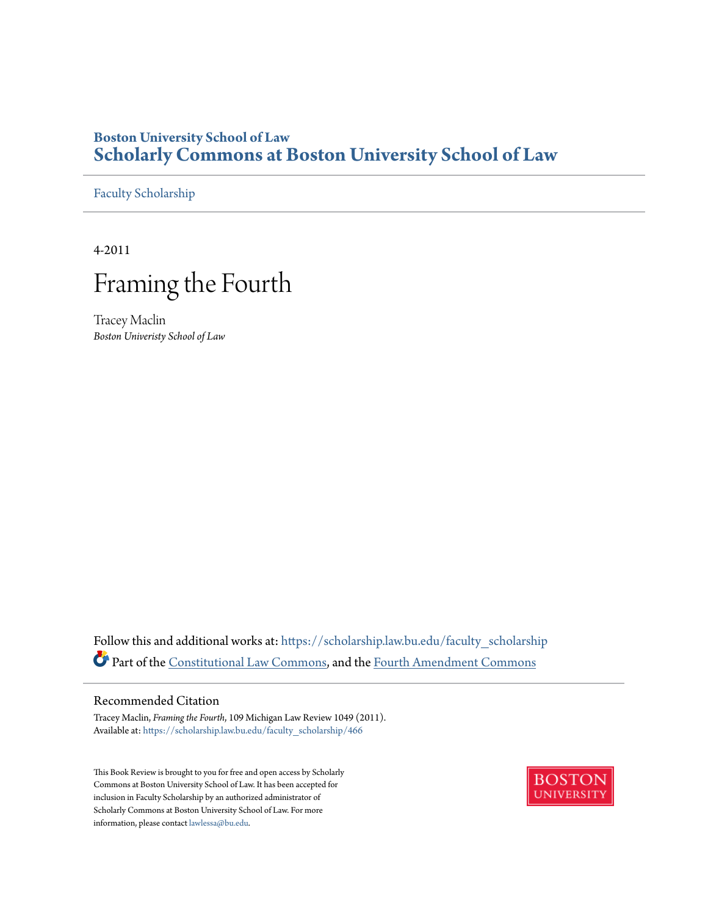**Boston University School of Law**
# Scholarly Commons at Boston University School of Law

Faculty Scholarship

4-2011

## Framing the Fourth

Tracey Maclin
*Boston Univeristy School of Law*

Follow this and additional works at: https://scholarship.law.bu.edu/faculty_scholarship

Part of the Constitutional Law Commons, and the Fourth Amendment Commons

### Recommended Citation

Tracey Maclin, *Framing the Fourth*, 109 Michigan Law Review 1049 (2011).
Available at: https://scholarship.law.bu.edu/faculty_scholarship/466

This Book Review is brought to you for free and open access by Scholarly Commons at Boston University School of Law. It has been accepted for inclusion in Faculty Scholarship by an authorized administrator of Scholarly Commons at Boston University School of Law. For more information, please contact lawlessa@bu.edu.

BOSTON UNIVERSITY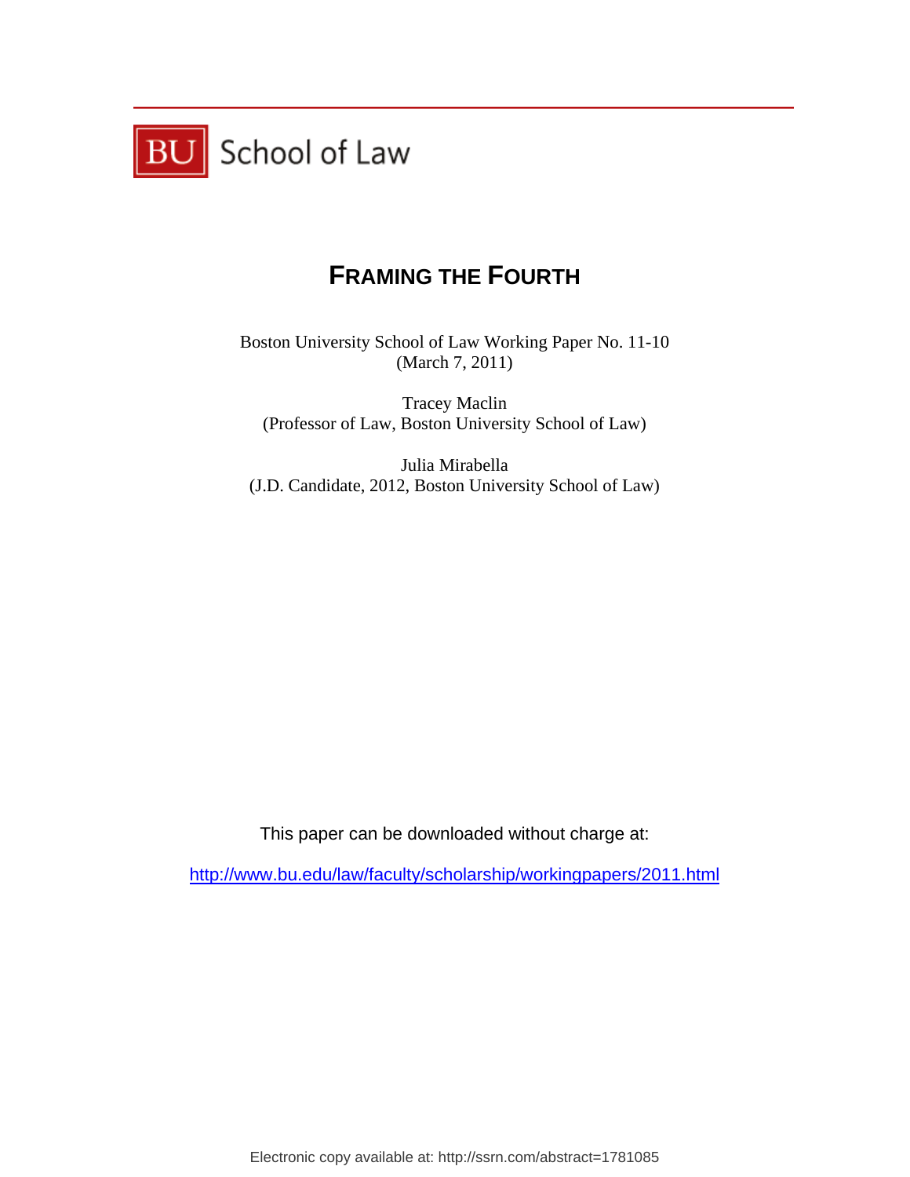BU School of Law

# FRAMING THE FOURTH

Boston University School of Law Working Paper No. 11-10
(March 7, 2011)

Tracey Maclin
(Professor of Law, Boston University School of Law)

Julia Mirabella
(J.D. Candidate, 2012, Boston University School of Law)

This paper can be downloaded without charge at:

http://www.bu.edu/law/faculty/scholarship/workingpapers/2011.html

Electronic copy available at: http://ssrn.com/abstract=1781085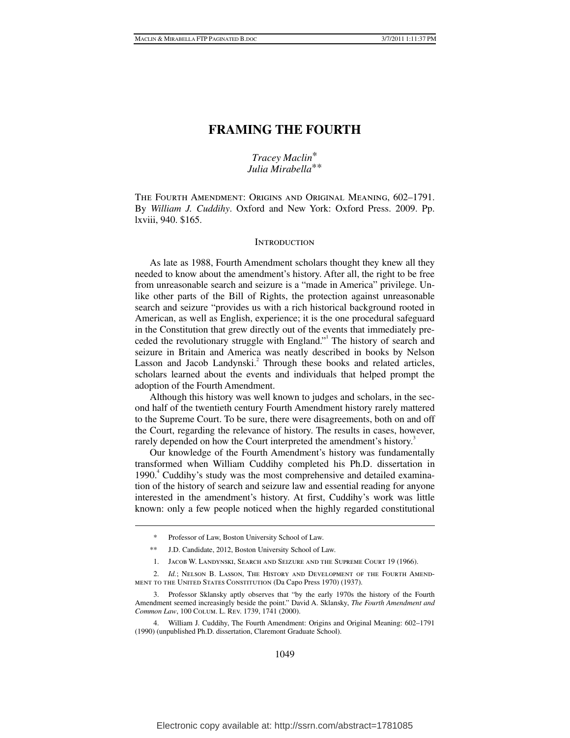# FRAMING THE FOURTH

*Tracey Maclin*\*
*Julia Mirabella*\*\*

THE FOURTH AMENDMENT: ORIGINS AND ORIGINAL MEANING, 602–1791. By *William J. Cuddihy*. Oxford and New York: Oxford Press. 2009. Pp. lxviii, 940. $165.

## INTRODUCTION

As late as 1988, Fourth Amendment scholars thought they knew all they needed to know about the amendment's history. After all, the right to be free from unreasonable search and seizure is a "made in America" privilege. Unlike other parts of the Bill of Rights, the protection against unreasonable search and seizure "provides us with a rich historical background rooted in American, as well as English, experience; it is the one procedural safeguard in the Constitution that grew directly out of the events that immediately preceded the revolutionary struggle with England."[1] The history of search and seizure in Britain and America was neatly described in books by Nelson Lasson and Jacob Landynski.[2] Through these books and related articles, scholars learned about the events and individuals that helped prompt the adoption of the Fourth Amendment.

Although this history was well known to judges and scholars, in the second half of the twentieth century Fourth Amendment history rarely mattered to the Supreme Court. To be sure, there were disagreements, both on and off the Court, regarding the relevance of history. The results in cases, however, rarely depended on how the Court interpreted the amendment's history.[3]

Our knowledge of the Fourth Amendment's history was fundamentally transformed when William Cuddihy completed his Ph.D. dissertation in 1990.[4] Cuddihy's study was the most comprehensive and detailed examination of the history of search and seizure law and essential reading for anyone interested in the amendment's history. At first, Cuddihy's work was little known: only a few people noticed when the highly regarded constitutional

---

\* Professor of Law, Boston University School of Law.

\*\* J.D. Candidate, 2012, Boston University School of Law.

1. JACOB W. LANDYNSKI, SEARCH AND SEIZURE AND THE SUPREME COURT 19 (1966).

2. *Id.*; NELSON B. LASSON, THE HISTORY AND DEVELOPMENT OF THE FOURTH AMENDMENT TO THE UNITED STATES CONSTITUTION (Da Capo Press 1970) (1937).

3. Professor Sklansky aptly observes that "by the early 1970s the history of the Fourth Amendment seemed increasingly beside the point." David A. Sklansky, *The Fourth Amendment and Common Law*, 100 COLUM. L. REV. 1739, 1741 (2000).

4. William J. Cuddihy, The Fourth Amendment: Origins and Original Meaning: 602–1791 (1990) (unpublished Ph.D. dissertation, Claremont Graduate School).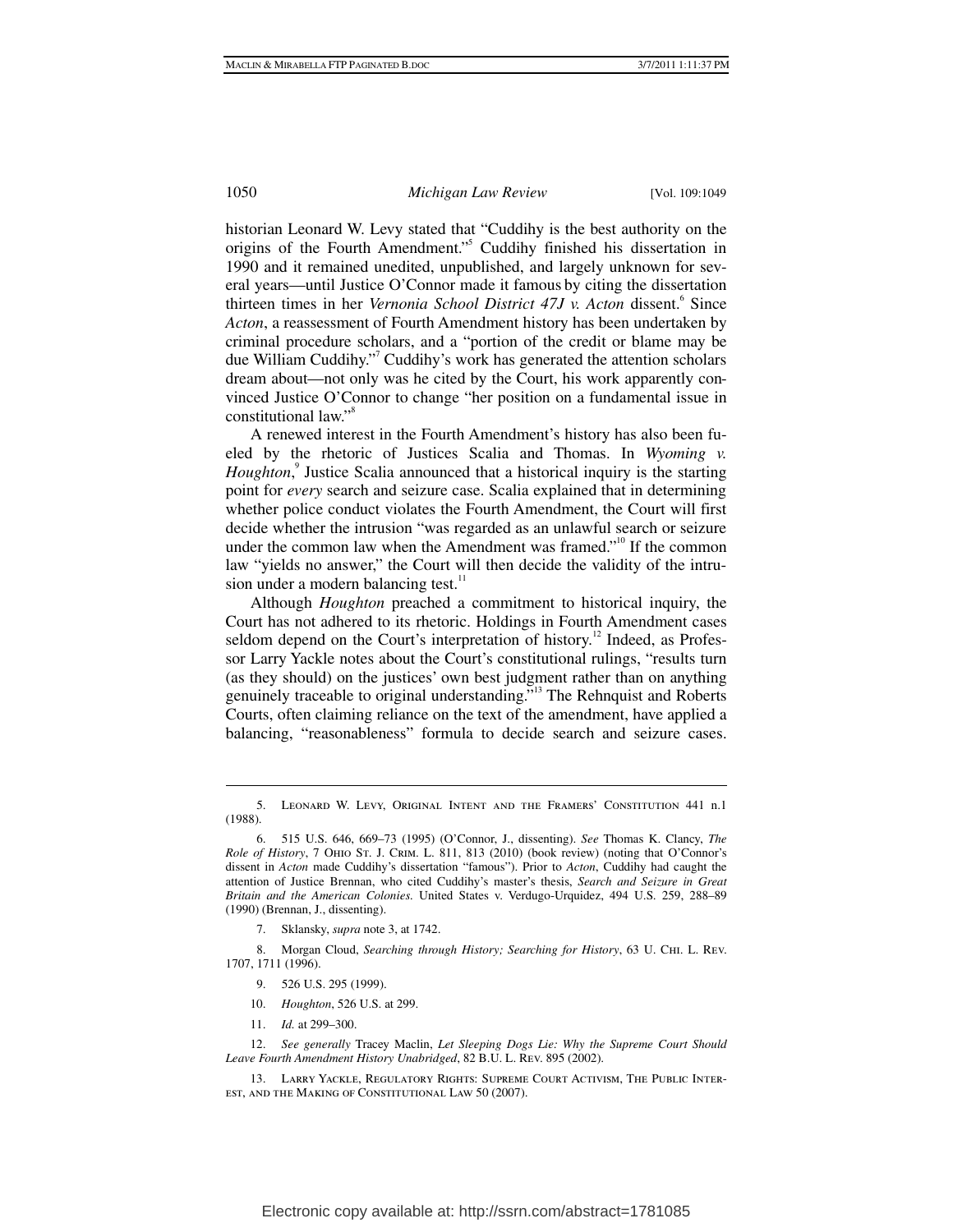historian Leonard W. Levy stated that "Cuddihy is the best authority on the origins of the Fourth Amendment."[5] Cuddihy finished his dissertation in 1990 and it remained unedited, unpublished, and largely unknown for several years—until Justice O'Connor made it famous by citing the dissertation thirteen times in her *Vernonia School District 47J v. Acton* dissent.[6] Since *Acton*, a reassessment of Fourth Amendment history has been undertaken by criminal procedure scholars, and a "portion of the credit or blame may be due William Cuddihy."[7] Cuddihy's work has generated the attention scholars dream about—not only was he cited by the Court, his work apparently convinced Justice O'Connor to change "her position on a fundamental issue in constitutional law."[8]

A renewed interest in the Fourth Amendment's history has also been fueled by the rhetoric of Justices Scalia and Thomas. In *Wyoming v. Houghton*,[9] Justice Scalia announced that a historical inquiry is the starting point for *every* search and seizure case. Scalia explained that in determining whether police conduct violates the Fourth Amendment, the Court will first decide whether the intrusion "was regarded as an unlawful search or seizure under the common law when the Amendment was framed."[10] If the common law "yields no answer," the Court will then decide the validity of the intrusion under a modern balancing test.[11]

Although *Houghton* preached a commitment to historical inquiry, the Court has not adhered to its rhetoric. Holdings in Fourth Amendment cases seldom depend on the Court's interpretation of history.[12] Indeed, as Professor Larry Yackle notes about the Court's constitutional rulings, "results turn (as they should) on the justices' own best judgment rather than on anything genuinely traceable to original understanding."[13] The Rehnquist and Roberts Courts, often claiming reliance on the text of the amendment, have applied a balancing, "reasonableness" formula to decide search and seizure cases.

---

5. Leonard W. Levy, Original Intent and the Framers' Constitution 441 n.1 (1988).

6. 515 U.S. 646, 669–73 (1995) (O'Connor, J., dissenting). *See* Thomas K. Clancy, *The Role of History*, 7 Ohio St. J. Crim. L. 811, 813 (2010) (book review) (noting that O'Connor's dissent in *Acton* made Cuddihy's dissertation "famous"). Prior to *Acton*, Cuddihy had caught the attention of Justice Brennan, who cited Cuddihy's master's thesis, *Search and Seizure in Great Britain and the American Colonies*. United States v. Verdugo-Urquidez, 494 U.S. 259, 288–89 (1990) (Brennan, J., dissenting).

7. Sklansky, *supra* note 3, at 1742.

8. Morgan Cloud, *Searching through History; Searching for History*, 63 U. Chi. L. Rev. 1707, 1711 (1996).

9. 526 U.S. 295 (1999).

10. *Houghton*, 526 U.S. at 299.

11. *Id.* at 299–300.

12. *See generally* Tracey Maclin, *Let Sleeping Dogs Lie: Why the Supreme Court Should Leave Fourth Amendment History Unabridged*, 82 B.U. L. Rev. 895 (2002).

13. Larry Yackle, Regulatory Rights: Supreme Court Activism, The Public Interest, and the Making of Constitutional Law 50 (2007).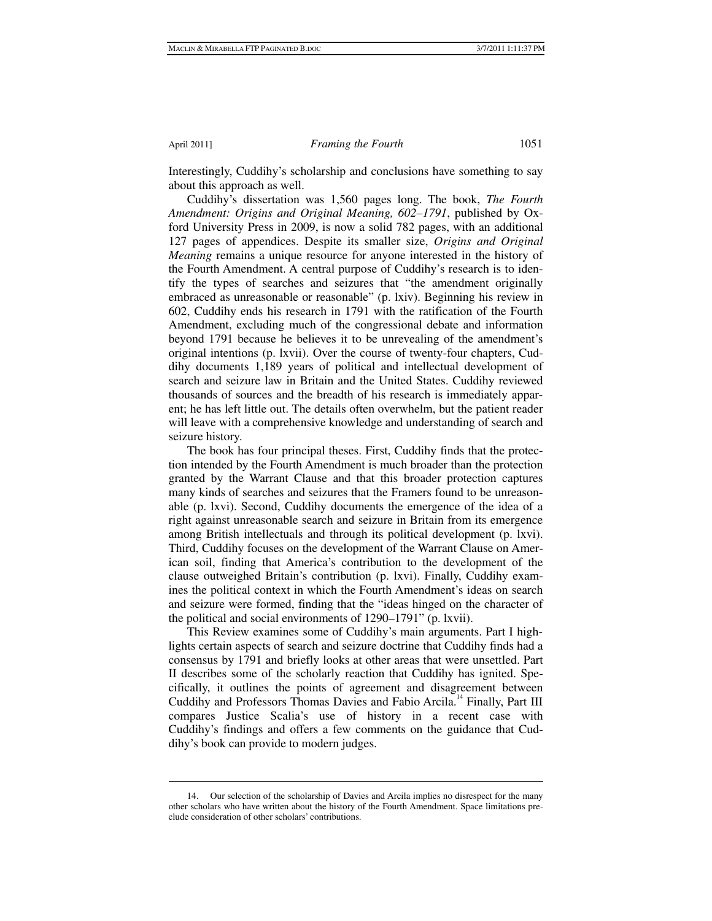Interestingly, Cuddihy's scholarship and conclusions have something to say about this approach as well.

Cuddihy's dissertation was 1,560 pages long. The book, *The Fourth Amendment: Origins and Original Meaning, 602–1791*, published by Oxford University Press in 2009, is now a solid 782 pages, with an additional 127 pages of appendices. Despite its smaller size, *Origins and Original Meaning* remains a unique resource for anyone interested in the history of the Fourth Amendment. A central purpose of Cuddihy's research is to identify the types of searches and seizures that "the amendment originally embraced as unreasonable or reasonable" (p. lxiv). Beginning his review in 602, Cuddihy ends his research in 1791 with the ratification of the Fourth Amendment, excluding much of the congressional debate and information beyond 1791 because he believes it to be unrevealing of the amendment's original intentions (p. lxvii). Over the course of twenty-four chapters, Cuddihy documents 1,189 years of political and intellectual development of search and seizure law in Britain and the United States. Cuddihy reviewed thousands of sources and the breadth of his research is immediately apparent; he has left little out. The details often overwhelm, but the patient reader will leave with a comprehensive knowledge and understanding of search and seizure history.

The book has four principal theses. First, Cuddihy finds that the protection intended by the Fourth Amendment is much broader than the protection granted by the Warrant Clause and that this broader protection captures many kinds of searches and seizures that the Framers found to be unreasonable (p. lxvi). Second, Cuddihy documents the emergence of the idea of a right against unreasonable search and seizure in Britain from its emergence among British intellectuals and through its political development (p. lxvi). Third, Cuddihy focuses on the development of the Warrant Clause on American soil, finding that America's contribution to the development of the clause outweighed Britain's contribution (p. lxvi). Finally, Cuddihy examines the political context in which the Fourth Amendment's ideas on search and seizure were formed, finding that the "ideas hinged on the character of the political and social environments of 1290–1791" (p. lxvii).

This Review examines some of Cuddihy's main arguments. Part I highlights certain aspects of search and seizure doctrine that Cuddihy finds had a consensus by 1791 and briefly looks at other areas that were unsettled. Part II describes some of the scholarly reaction that Cuddihy has ignited. Specifically, it outlines the points of agreement and disagreement between Cuddihy and Professors Thomas Davies and Fabio Arcila.[14] Finally, Part III compares Justice Scalia's use of history in a recent case with Cuddihy's findings and offers a few comments on the guidance that Cuddihy's book can provide to modern judges.

---

14. Our selection of the scholarship of Davies and Arcila implies no disrespect for the many other scholars who have written about the history of the Fourth Amendment. Space limitations preclude consideration of other scholars' contributions.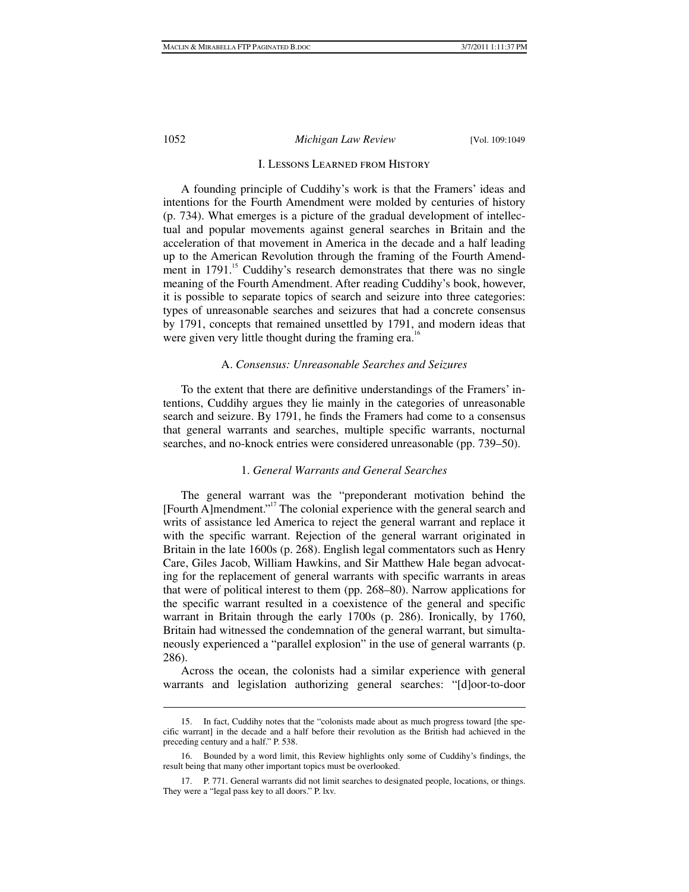## I. Lessons Learned from History

A founding principle of Cuddihy's work is that the Framers' ideas and intentions for the Fourth Amendment were molded by centuries of history (p. 734). What emerges is a picture of the gradual development of intellectual and popular movements against general searches in Britain and the acceleration of that movement in America in the decade and a half leading up to the American Revolution through the framing of the Fourth Amendment in 1791.[15] Cuddihy's research demonstrates that there was no single meaning of the Fourth Amendment. After reading Cuddihy's book, however, it is possible to separate topics of search and seizure into three categories: types of unreasonable searches and seizures that had a concrete consensus by 1791, concepts that remained unsettled by 1791, and modern ideas that were given very little thought during the framing era.[16]

### A. *Consensus: Unreasonable Searches and Seizures*

To the extent that there are definitive understandings of the Framers' intentions, Cuddihy argues they lie mainly in the categories of unreasonable search and seizure. By 1791, he finds the Framers had come to a consensus that general warrants and searches, multiple specific warrants, nocturnal searches, and no-knock entries were considered unreasonable (pp. 739–50).

#### 1. *General Warrants and General Searches*

The general warrant was the "preponderant motivation behind the [Fourth A]mendment."[17] The colonial experience with the general search and writs of assistance led America to reject the general warrant and replace it with the specific warrant. Rejection of the general warrant originated in Britain in the late 1600s (p. 268). English legal commentators such as Henry Care, Giles Jacob, William Hawkins, and Sir Matthew Hale began advocating for the replacement of general warrants with specific warrants in areas that were of political interest to them (pp. 268–80). Narrow applications for the specific warrant resulted in a coexistence of the general and specific warrant in Britain through the early 1700s (p. 286). Ironically, by 1760, Britain had witnessed the condemnation of the general warrant, but simultaneously experienced a "parallel explosion" in the use of general warrants (p. 286).

Across the ocean, the colonists had a similar experience with general warrants and legislation authorizing general searches: "[d]oor-to-door

---

15. In fact, Cuddihy notes that the "colonists made about as much progress toward [the specific warrant] in the decade and a half before their revolution as the British had achieved in the preceding century and a half." P. 538.

16. Bounded by a word limit, this Review highlights only some of Cuddihy's findings, the result being that many other important topics must be overlooked.

17. P. 771. General warrants did not limit searches to designated people, locations, or things. They were a "legal pass key to all doors." P. lxv.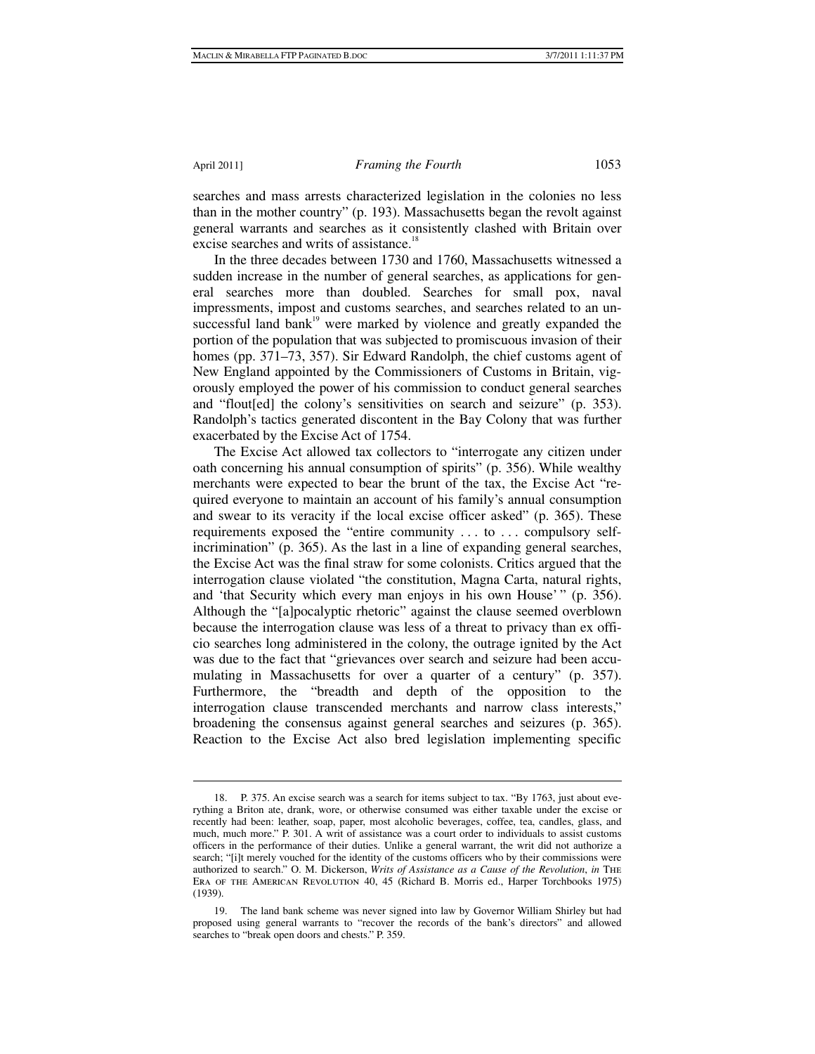searches and mass arrests characterized legislation in the colonies no less than in the mother country" (p. 193). Massachusetts began the revolt against general warrants and searches as it consistently clashed with Britain over excise searches and writs of assistance.[18]

In the three decades between 1730 and 1760, Massachusetts witnessed a sudden increase in the number of general searches, as applications for general searches more than doubled. Searches for small pox, naval impressments, impost and customs searches, and searches related to an unsuccessful land bank[19] were marked by violence and greatly expanded the portion of the population that was subjected to promiscuous invasion of their homes (pp. 371–73, 357). Sir Edward Randolph, the chief customs agent of New England appointed by the Commissioners of Customs in Britain, vigorously employed the power of his commission to conduct general searches and "flout[ed] the colony's sensitivities on search and seizure" (p. 353). Randolph's tactics generated discontent in the Bay Colony that was further exacerbated by the Excise Act of 1754.

The Excise Act allowed tax collectors to "interrogate any citizen under oath concerning his annual consumption of spirits" (p. 356). While wealthy merchants were expected to bear the brunt of the tax, the Excise Act "required everyone to maintain an account of his family's annual consumption and swear to its veracity if the local excise officer asked" (p. 365). These requirements exposed the "entire community . . . to . . . compulsory self-incrimination" (p. 365). As the last in a line of expanding general searches, the Excise Act was the final straw for some colonists. Critics argued that the interrogation clause violated "the constitution, Magna Carta, natural rights, and 'that Security which every man enjoys in his own House' " (p. 356). Although the "[a]pocalyptic rhetoric" against the clause seemed overblown because the interrogation clause was less of a threat to privacy than ex officio searches long administered in the colony, the outrage ignited by the Act was due to the fact that "grievances over search and seizure had been accumulating in Massachusetts for over a quarter of a century" (p. 357). Furthermore, the "breadth and depth of the opposition to the interrogation clause transcended merchants and narrow class interests," broadening the consensus against general searches and seizures (p. 365). Reaction to the Excise Act also bred legislation implementing specific

---

18. P. 375. An excise search was a search for items subject to tax. "By 1763, just about everything a Briton ate, drank, wore, or otherwise consumed was either taxable under the excise or recently had been: leather, soap, paper, most alcoholic beverages, coffee, tea, candles, glass, and much, much more." P. 301. A writ of assistance was a court order to individuals to assist customs officers in the performance of their duties. Unlike a general warrant, the writ did not authorize a search; "[i]t merely vouched for the identity of the customs officers who by their commissions were authorized to search." O. M. Dickerson, *Writs of Assistance as a Cause of the Revolution*, *in* The Era of the American Revolution 40, 45 (Richard B. Morris ed., Harper Torchbooks 1975) (1939).

19. The land bank scheme was never signed into law by Governor William Shirley but had proposed using general warrants to "recover the records of the bank's directors" and allowed searches to "break open doors and chests." P. 359.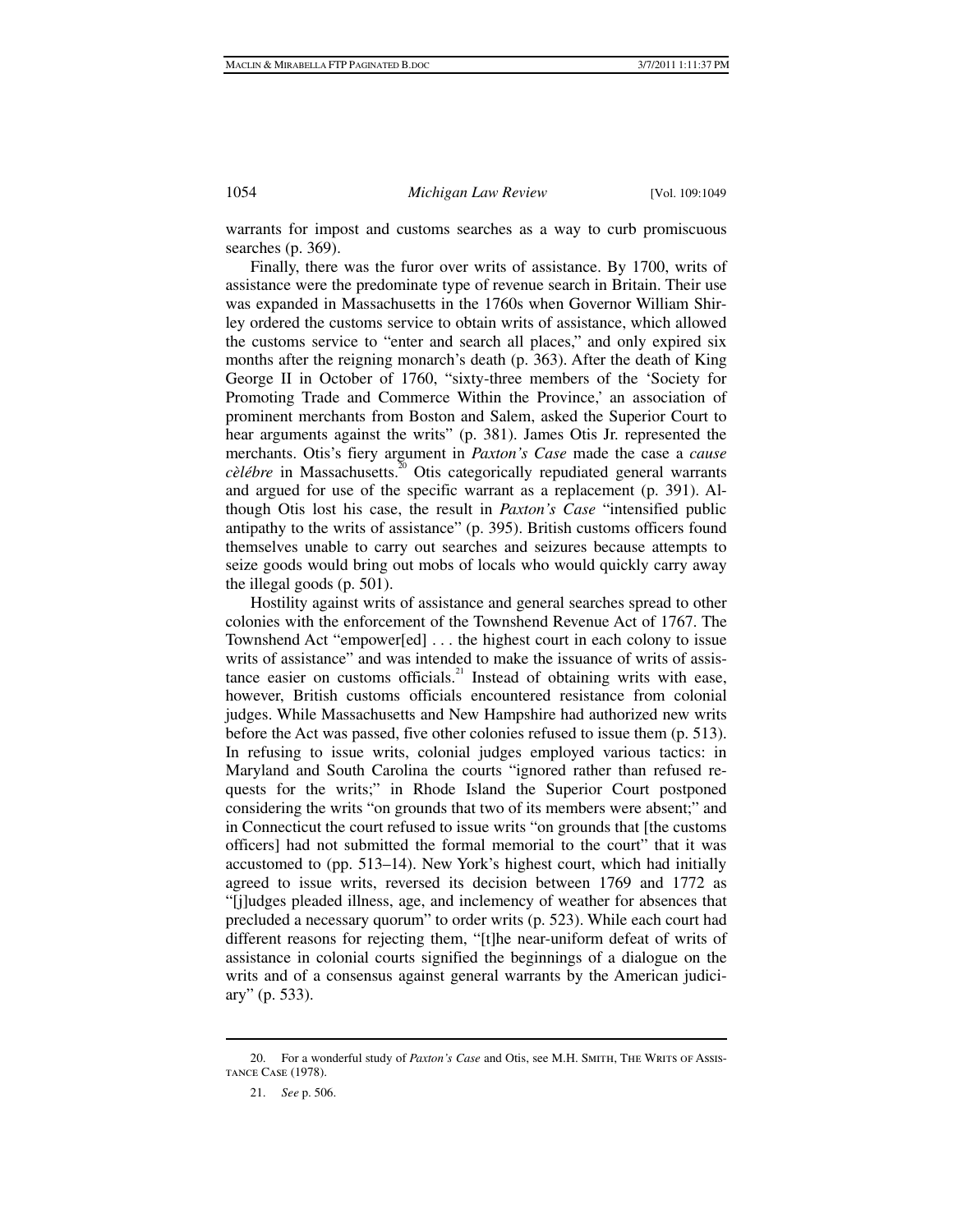warrants for impost and customs searches as a way to curb promiscuous searches (p. 369).

Finally, there was the furor over writs of assistance. By 1700, writs of assistance were the predominate type of revenue search in Britain. Their use was expanded in Massachusetts in the 1760s when Governor William Shirley ordered the customs service to obtain writs of assistance, which allowed the customs service to "enter and search all places," and only expired six months after the reigning monarch's death (p. 363). After the death of King George II in October of 1760, "sixty-three members of the 'Society for Promoting Trade and Commerce Within the Province,' an association of prominent merchants from Boston and Salem, asked the Superior Court to hear arguments against the writs" (p. 381). James Otis Jr. represented the merchants. Otis's fiery argument in *Paxton's Case* made the case a *cause cèlébre* in Massachusetts.[20] Otis categorically repudiated general warrants and argued for use of the specific warrant as a replacement (p. 391). Although Otis lost his case, the result in *Paxton's Case* "intensified public antipathy to the writs of assistance" (p. 395). British customs officers found themselves unable to carry out searches and seizures because attempts to seize goods would bring out mobs of locals who would quickly carry away the illegal goods (p. 501).

Hostility against writs of assistance and general searches spread to other colonies with the enforcement of the Townshend Revenue Act of 1767. The Townshend Act "empower[ed] . . . the highest court in each colony to issue writs of assistance" and was intended to make the issuance of writs of assistance easier on customs officials.[21] Instead of obtaining writs with ease, however, British customs officials encountered resistance from colonial judges. While Massachusetts and New Hampshire had authorized new writs before the Act was passed, five other colonies refused to issue them (p. 513). In refusing to issue writs, colonial judges employed various tactics: in Maryland and South Carolina the courts "ignored rather than refused requests for the writs;" in Rhode Island the Superior Court postponed considering the writs "on grounds that two of its members were absent;" and in Connecticut the court refused to issue writs "on grounds that [the customs officers] had not submitted the formal memorial to the court" that it was accustomed to (pp. 513–14). New York's highest court, which had initially agreed to issue writs, reversed its decision between 1769 and 1772 as "[j]udges pleaded illness, age, and inclemency of weather for absences that precluded a necessary quorum" to order writs (p. 523). While each court had different reasons for rejecting them, "[t]he near-uniform defeat of writs of assistance in colonial courts signified the beginnings of a dialogue on the writs and of a consensus against general warrants by the American judiciary" (p. 533).

---

20. For a wonderful study of *Paxton's Case* and Otis, see M.H. Smith, The Writs of Assistance Case (1978).

21. *See* p. 506.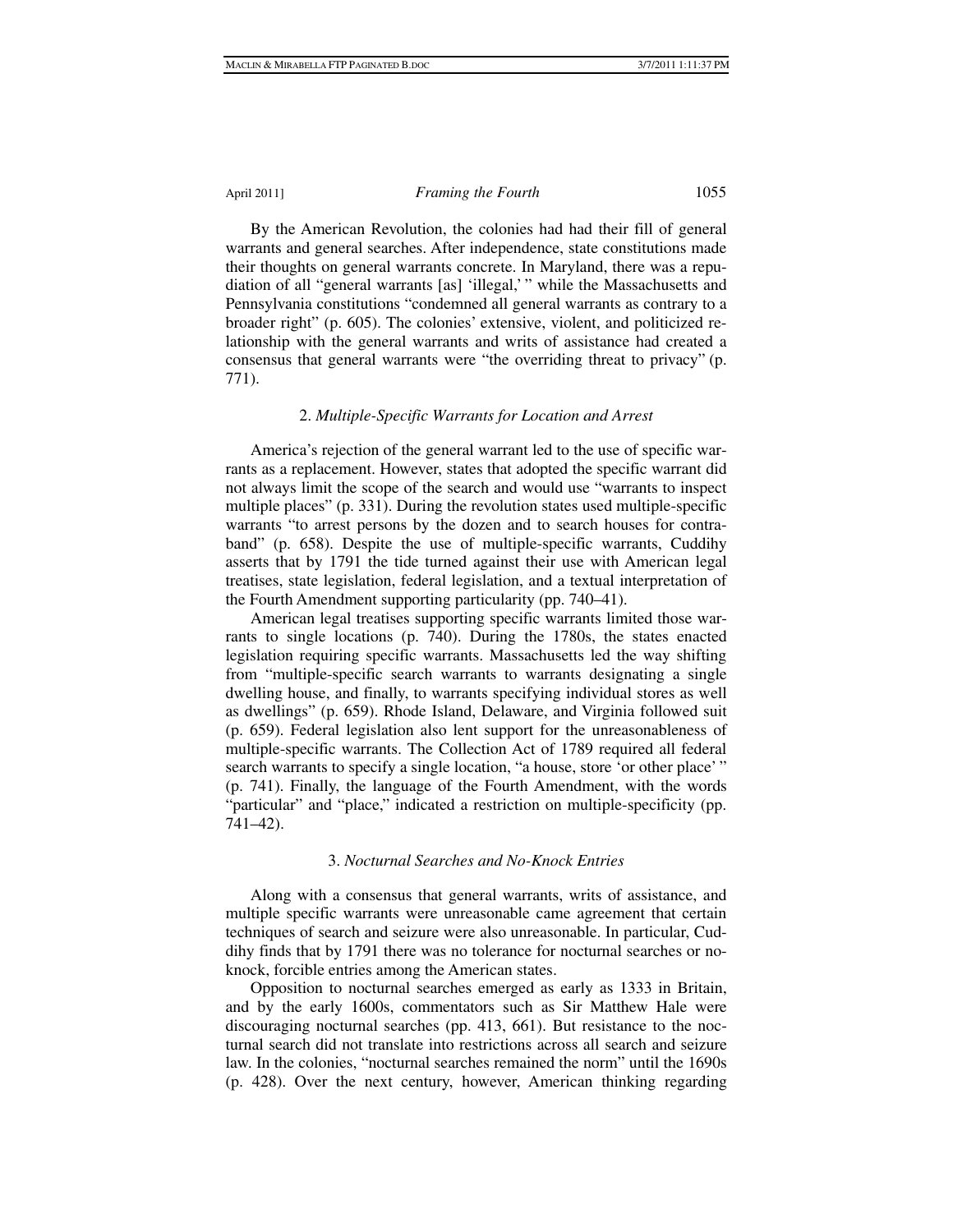By the American Revolution, the colonies had had their fill of general warrants and general searches. After independence, state constitutions made their thoughts on general warrants concrete. In Maryland, there was a repudiation of all "general warrants [as] 'illegal,' " while the Massachusetts and Pennsylvania constitutions "condemned all general warrants as contrary to a broader right" (p. 605). The colonies' extensive, violent, and politicized relationship with the general warrants and writs of assistance had created a consensus that general warrants were "the overriding threat to privacy" (p. 771).

### 2. *Multiple-Specific Warrants for Location and Arrest*

America's rejection of the general warrant led to the use of specific warrants as a replacement. However, states that adopted the specific warrant did not always limit the scope of the search and would use "warrants to inspect multiple places" (p. 331). During the revolution states used multiple-specific warrants "to arrest persons by the dozen and to search houses for contraband" (p. 658). Despite the use of multiple-specific warrants, Cuddihy asserts that by 1791 the tide turned against their use with American legal treatises, state legislation, federal legislation, and a textual interpretation of the Fourth Amendment supporting particularity (pp. 740–41).

American legal treatises supporting specific warrants limited those warrants to single locations (p. 740). During the 1780s, the states enacted legislation requiring specific warrants. Massachusetts led the way shifting from "multiple-specific search warrants to warrants designating a single dwelling house, and finally, to warrants specifying individual stores as well as dwellings" (p. 659). Rhode Island, Delaware, and Virginia followed suit (p. 659). Federal legislation also lent support for the unreasonableness of multiple-specific warrants. The Collection Act of 1789 required all federal search warrants to specify a single location, "a house, store 'or other place' " (p. 741). Finally, the language of the Fourth Amendment, with the words "particular" and "place," indicated a restriction on multiple-specificity (pp. 741–42).

### 3. *Nocturnal Searches and No-Knock Entries*

Along with a consensus that general warrants, writs of assistance, and multiple specific warrants were unreasonable came agreement that certain techniques of search and seizure were also unreasonable. In particular, Cuddihy finds that by 1791 there was no tolerance for nocturnal searches or no-knock, forcible entries among the American states.

Opposition to nocturnal searches emerged as early as 1333 in Britain, and by the early 1600s, commentators such as Sir Matthew Hale were discouraging nocturnal searches (pp. 413, 661). But resistance to the nocturnal search did not translate into restrictions across all search and seizure law. In the colonies, "nocturnal searches remained the norm" until the 1690s (p. 428). Over the next century, however, American thinking regarding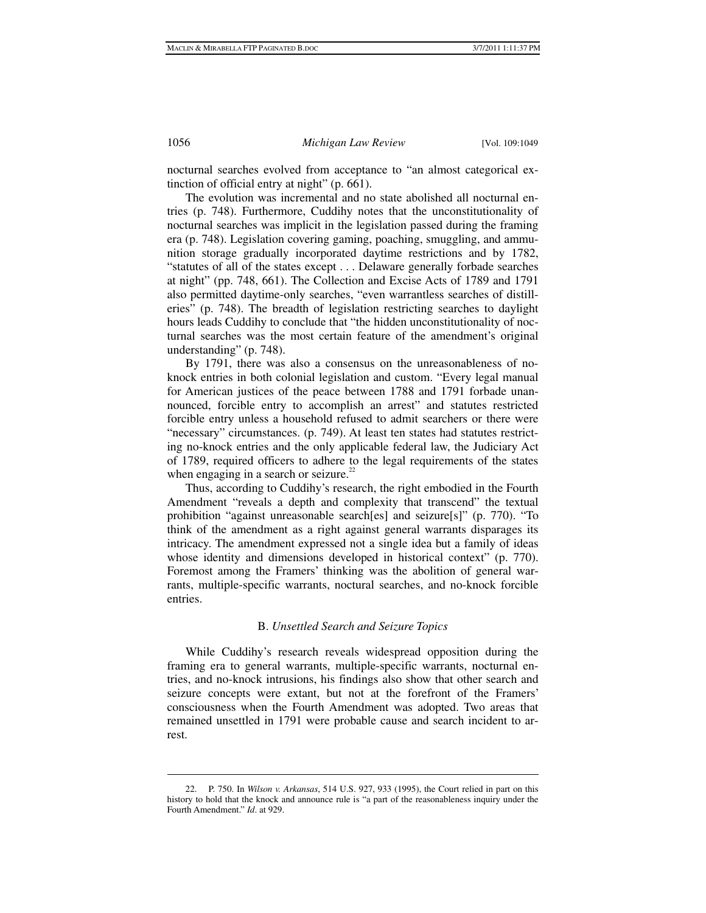nocturnal searches evolved from acceptance to "an almost categorical extinction of official entry at night" (p. 661).

The evolution was incremental and no state abolished all nocturnal entries (p. 748). Furthermore, Cuddihy notes that the unconstitutionality of nocturnal searches was implicit in the legislation passed during the framing era (p. 748). Legislation covering gaming, poaching, smuggling, and ammunition storage gradually incorporated daytime restrictions and by 1782, "statutes of all of the states except . . . Delaware generally forbade searches at night" (pp. 748, 661). The Collection and Excise Acts of 1789 and 1791 also permitted daytime-only searches, "even warrantless searches of distilleries" (p. 748). The breadth of legislation restricting searches to daylight hours leads Cuddihy to conclude that "the hidden unconstitutionality of nocturnal searches was the most certain feature of the amendment's original understanding" (p. 748).

By 1791, there was also a consensus on the unreasonableness of no-knock entries in both colonial legislation and custom. "Every legal manual for American justices of the peace between 1788 and 1791 forbade unannounced, forcible entry to accomplish an arrest" and statutes restricted forcible entry unless a household refused to admit searchers or there were "necessary" circumstances. (p. 749). At least ten states had statutes restricting no-knock entries and the only applicable federal law, the Judiciary Act of 1789, required officers to adhere to the legal requirements of the states when engaging in a search or seizure.[22]

Thus, according to Cuddihy's research, the right embodied in the Fourth Amendment "reveals a depth and complexity that transcend" the textual prohibition "against unreasonable search[es] and seizure[s]" (p. 770). "To think of the amendment as a right against general warrants disparages its intricacy. The amendment expressed not a single idea but a family of ideas whose identity and dimensions developed in historical context" (p. 770). Foremost among the Framers' thinking was the abolition of general warrants, multiple-specific warrants, noctural searches, and no-knock forcible entries.

### B. *Unsettled Search and Seizure Topics*

While Cuddihy's research reveals widespread opposition during the framing era to general warrants, multiple-specific warrants, nocturnal entries, and no-knock intrusions, his findings also show that other search and seizure concepts were extant, but not at the forefront of the Framers' consciousness when the Fourth Amendment was adopted. Two areas that remained unsettled in 1791 were probable cause and search incident to arrest.

---

22. P. 750. In *Wilson v. Arkansas*, 514 U.S. 927, 933 (1995), the Court relied in part on this history to hold that the knock and announce rule is "a part of the reasonableness inquiry under the Fourth Amendment." *Id*. at 929.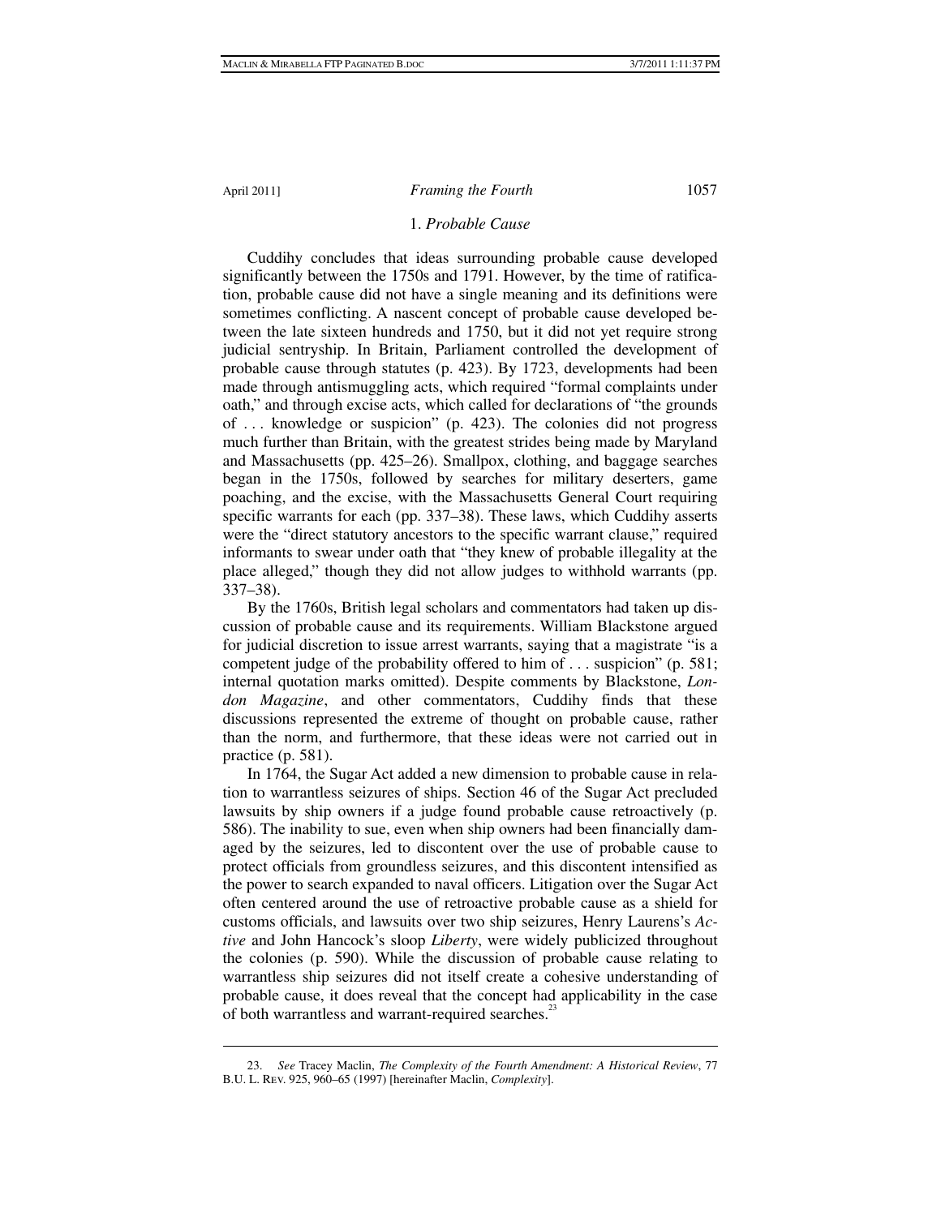### 1. *Probable Cause*

Cuddihy concludes that ideas surrounding probable cause developed significantly between the 1750s and 1791. However, by the time of ratification, probable cause did not have a single meaning and its definitions were sometimes conflicting. A nascent concept of probable cause developed between the late sixteen hundreds and 1750, but it did not yet require strong judicial sentryship. In Britain, Parliament controlled the development of probable cause through statutes (p. 423). By 1723, developments had been made through antismuggling acts, which required "formal complaints under oath," and through excise acts, which called for declarations of "the grounds of . . . knowledge or suspicion" (p. 423). The colonies did not progress much further than Britain, with the greatest strides being made by Maryland and Massachusetts (pp. 425–26). Smallpox, clothing, and baggage searches began in the 1750s, followed by searches for military deserters, game poaching, and the excise, with the Massachusetts General Court requiring specific warrants for each (pp. 337–38). These laws, which Cuddihy asserts were the "direct statutory ancestors to the specific warrant clause," required informants to swear under oath that "they knew of probable illegality at the place alleged," though they did not allow judges to withhold warrants (pp. 337–38).

By the 1760s, British legal scholars and commentators had taken up discussion of probable cause and its requirements. William Blackstone argued for judicial discretion to issue arrest warrants, saying that a magistrate "is a competent judge of the probability offered to him of . . . suspicion" (p. 581; internal quotation marks omitted). Despite comments by Blackstone, *London Magazine*, and other commentators, Cuddihy finds that these discussions represented the extreme of thought on probable cause, rather than the norm, and furthermore, that these ideas were not carried out in practice (p. 581).

In 1764, the Sugar Act added a new dimension to probable cause in relation to warrantless seizures of ships. Section 46 of the Sugar Act precluded lawsuits by ship owners if a judge found probable cause retroactively (p. 586). The inability to sue, even when ship owners had been financially damaged by the seizures, led to discontent over the use of probable cause to protect officials from groundless seizures, and this discontent intensified as the power to search expanded to naval officers. Litigation over the Sugar Act often centered around the use of retroactive probable cause as a shield for customs officials, and lawsuits over two ship seizures, Henry Laurens's *Active* and John Hancock's sloop *Liberty*, were widely publicized throughout the colonies (p. 590). While the discussion of probable cause relating to warrantless ship seizures did not itself create a cohesive understanding of probable cause, it does reveal that the concept had applicability in the case of both warrantless and warrant-required searches.[23]

---

23. *See* Tracey Maclin, *The Complexity of the Fourth Amendment: A Historical Review*, 77 B.U. L. Rev. 925, 960–65 (1997) [hereinafter Maclin, *Complexity*].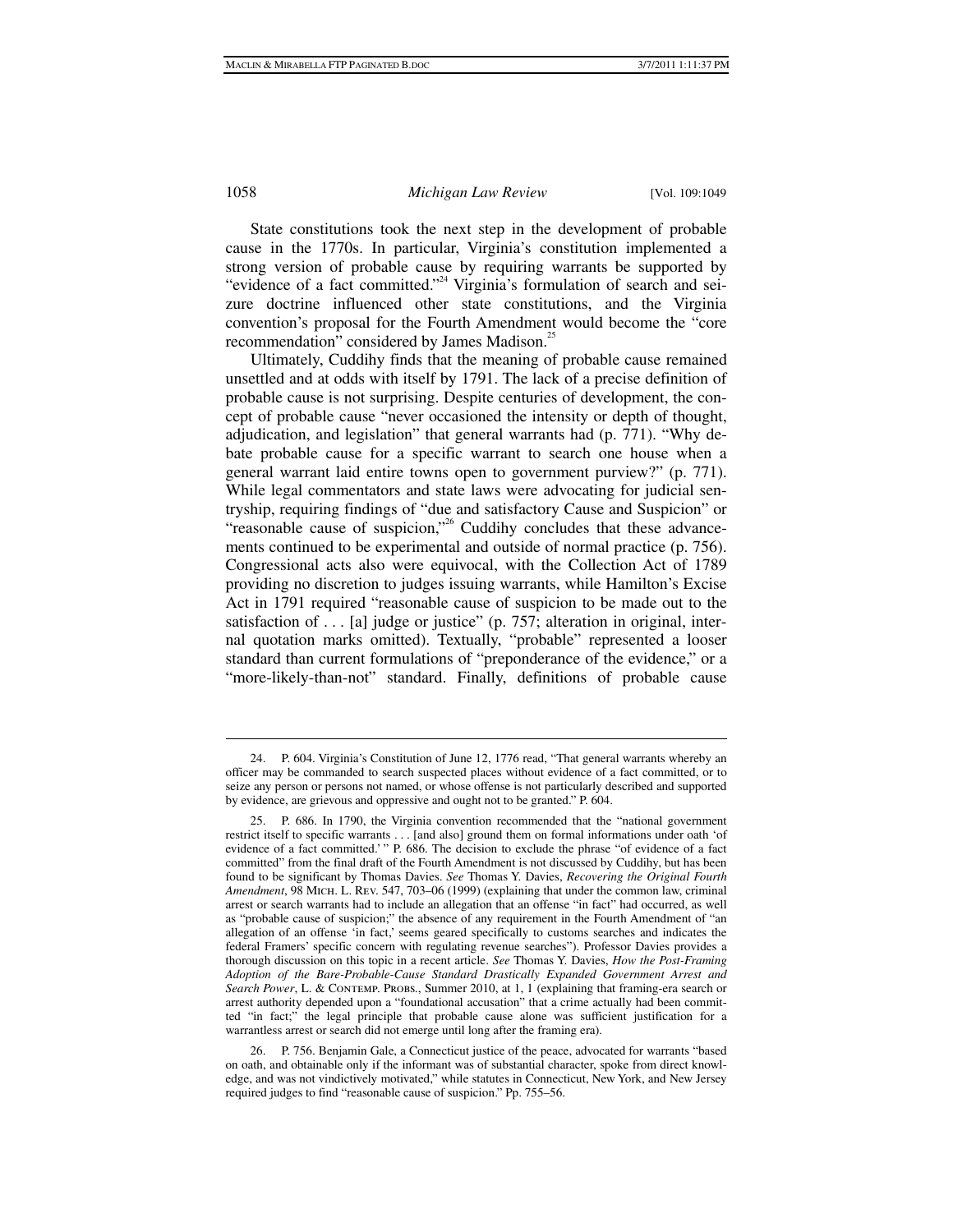State constitutions took the next step in the development of probable cause in the 1770s. In particular, Virginia's constitution implemented a strong version of probable cause by requiring warrants be supported by "evidence of a fact committed."[24] Virginia's formulation of search and seizure doctrine influenced other state constitutions, and the Virginia convention's proposal for the Fourth Amendment would become the "core recommendation" considered by James Madison.[25]

Ultimately, Cuddihy finds that the meaning of probable cause remained unsettled and at odds with itself by 1791. The lack of a precise definition of probable cause is not surprising. Despite centuries of development, the concept of probable cause "never occasioned the intensity or depth of thought, adjudication, and legislation" that general warrants had (p. 771). "Why debate probable cause for a specific warrant to search one house when a general warrant laid entire towns open to government purview?" (p. 771). While legal commentators and state laws were advocating for judicial sentryship, requiring findings of "due and satisfactory Cause and Suspicion" or "reasonable cause of suspicion,"[26] Cuddihy concludes that these advancements continued to be experimental and outside of normal practice (p. 756). Congressional acts also were equivocal, with the Collection Act of 1789 providing no discretion to judges issuing warrants, while Hamilton's Excise Act in 1791 required "reasonable cause of suspicion to be made out to the satisfaction of . . . [a] judge or justice" (p. 757; alteration in original, internal quotation marks omitted). Textually, "probable" represented a looser standard than current formulations of "preponderance of the evidence," or a "more-likely-than-not" standard. Finally, definitions of probable cause

---

24. P. 604. Virginia's Constitution of June 12, 1776 read, "That general warrants whereby an officer may be commanded to search suspected places without evidence of a fact committed, or to seize any person or persons not named, or whose offense is not particularly described and supported by evidence, are grievous and oppressive and ought not to be granted." P. 604.

25. P. 686. In 1790, the Virginia convention recommended that the "national government restrict itself to specific warrants . . . [and also] ground them on formal informations under oath 'of evidence of a fact committed.' " P. 686. The decision to exclude the phrase "of evidence of a fact committed" from the final draft of the Fourth Amendment is not discussed by Cuddihy, but has been found to be significant by Thomas Davies. *See* Thomas Y. Davies, *Recovering the Original Fourth Amendment*, 98 MICH. L. REV. 547, 703–06 (1999) (explaining that under the common law, criminal arrest or search warrants had to include an allegation that an offense "in fact" had occurred, as well as "probable cause of suspicion;" the absence of any requirement in the Fourth Amendment of "an allegation of an offense 'in fact,' seems geared specifically to customs searches and indicates the federal Framers' specific concern with regulating revenue searches"). Professor Davies provides a thorough discussion on this topic in a recent article. *See* Thomas Y. Davies, *How the Post-Framing Adoption of the Bare-Probable-Cause Standard Drastically Expanded Government Arrest and Search Power*, L. & CONTEMP. PROBS., Summer 2010, at 1, 1 (explaining that framing-era search or arrest authority depended upon a "foundational accusation" that a crime actually had been committed "in fact;" the legal principle that probable cause alone was sufficient justification for a warrantless arrest or search did not emerge until long after the framing era).

26. P. 756. Benjamin Gale, a Connecticut justice of the peace, advocated for warrants "based on oath, and obtainable only if the informant was of substantial character, spoke from direct knowledge, and was not vindictively motivated," while statutes in Connecticut, New York, and New Jersey required judges to find "reasonable cause of suspicion." Pp. 755–56.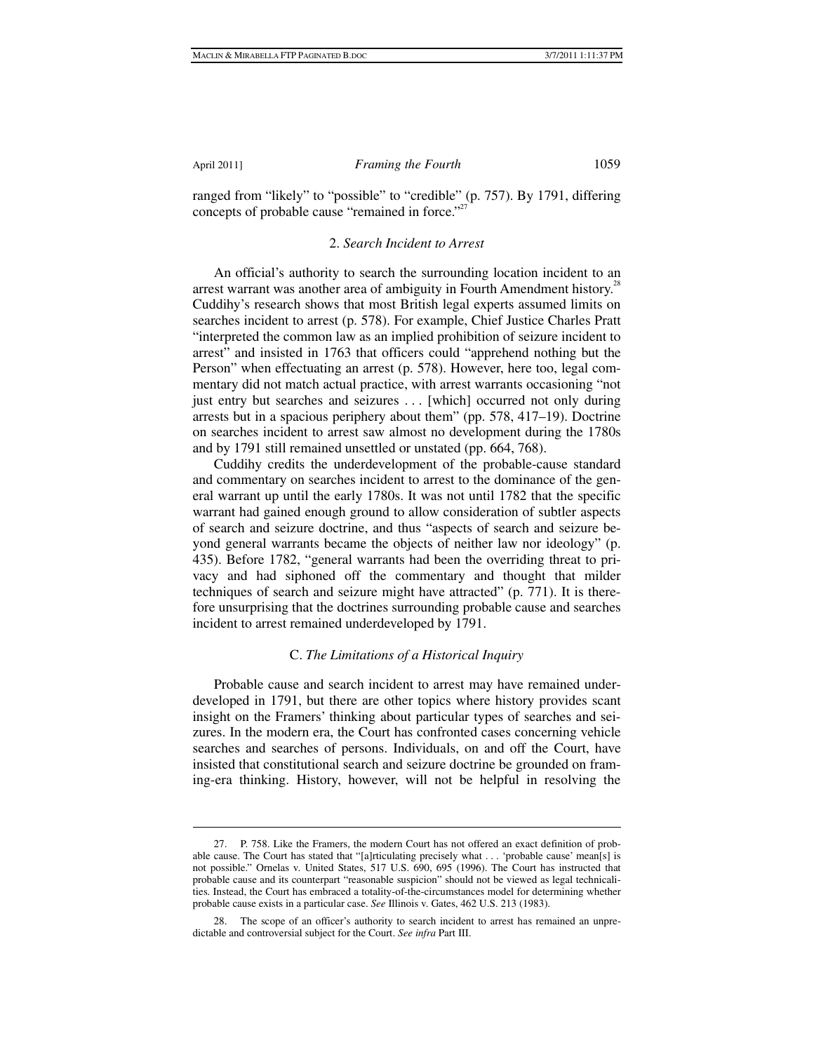ranged from "likely" to "possible" to "credible" (p. 757). By 1791, differing concepts of probable cause "remained in force."[27]

### 2. *Search Incident to Arrest*

An official's authority to search the surrounding location incident to an arrest warrant was another area of ambiguity in Fourth Amendment history.[28] Cuddihy's research shows that most British legal experts assumed limits on searches incident to arrest (p. 578). For example, Chief Justice Charles Pratt "interpreted the common law as an implied prohibition of seizure incident to arrest" and insisted in 1763 that officers could "apprehend nothing but the Person" when effectuating an arrest (p. 578). However, here too, legal commentary did not match actual practice, with arrest warrants occasioning "not just entry but searches and seizures . . . [which] occurred not only during arrests but in a spacious periphery about them" (pp. 578, 417–19). Doctrine on searches incident to arrest saw almost no development during the 1780s and by 1791 still remained unsettled or unstated (pp. 664, 768).

Cuddihy credits the underdevelopment of the probable-cause standard and commentary on searches incident to arrest to the dominance of the general warrant up until the early 1780s. It was not until 1782 that the specific warrant had gained enough ground to allow consideration of subtler aspects of search and seizure doctrine, and thus "aspects of search and seizure beyond general warrants became the objects of neither law nor ideology" (p. 435). Before 1782, "general warrants had been the overriding threat to privacy and had siphoned off the commentary and thought that milder techniques of search and seizure might have attracted" (p. 771). It is therefore unsurprising that the doctrines surrounding probable cause and searches incident to arrest remained underdeveloped by 1791.

## C. *The Limitations of a Historical Inquiry*

Probable cause and search incident to arrest may have remained underdeveloped in 1791, but there are other topics where history provides scant insight on the Framers' thinking about particular types of searches and seizures. In the modern era, the Court has confronted cases concerning vehicle searches and searches of persons. Individuals, on and off the Court, have insisted that constitutional search and seizure doctrine be grounded on framing-era thinking. History, however, will not be helpful in resolving the

---

27. P. 758. Like the Framers, the modern Court has not offered an exact definition of probable cause. The Court has stated that "[a]rticulating precisely what . . . 'probable cause' mean[s] is not possible." Ornelas v. United States, 517 U.S. 690, 695 (1996). The Court has instructed that probable cause and its counterpart "reasonable suspicion" should not be viewed as legal technicalities. Instead, the Court has embraced a totality-of-the-circumstances model for determining whether probable cause exists in a particular case. *See* Illinois v. Gates, 462 U.S. 213 (1983).

28. The scope of an officer's authority to search incident to arrest has remained an unpredictable and controversial subject for the Court. *See infra* Part III.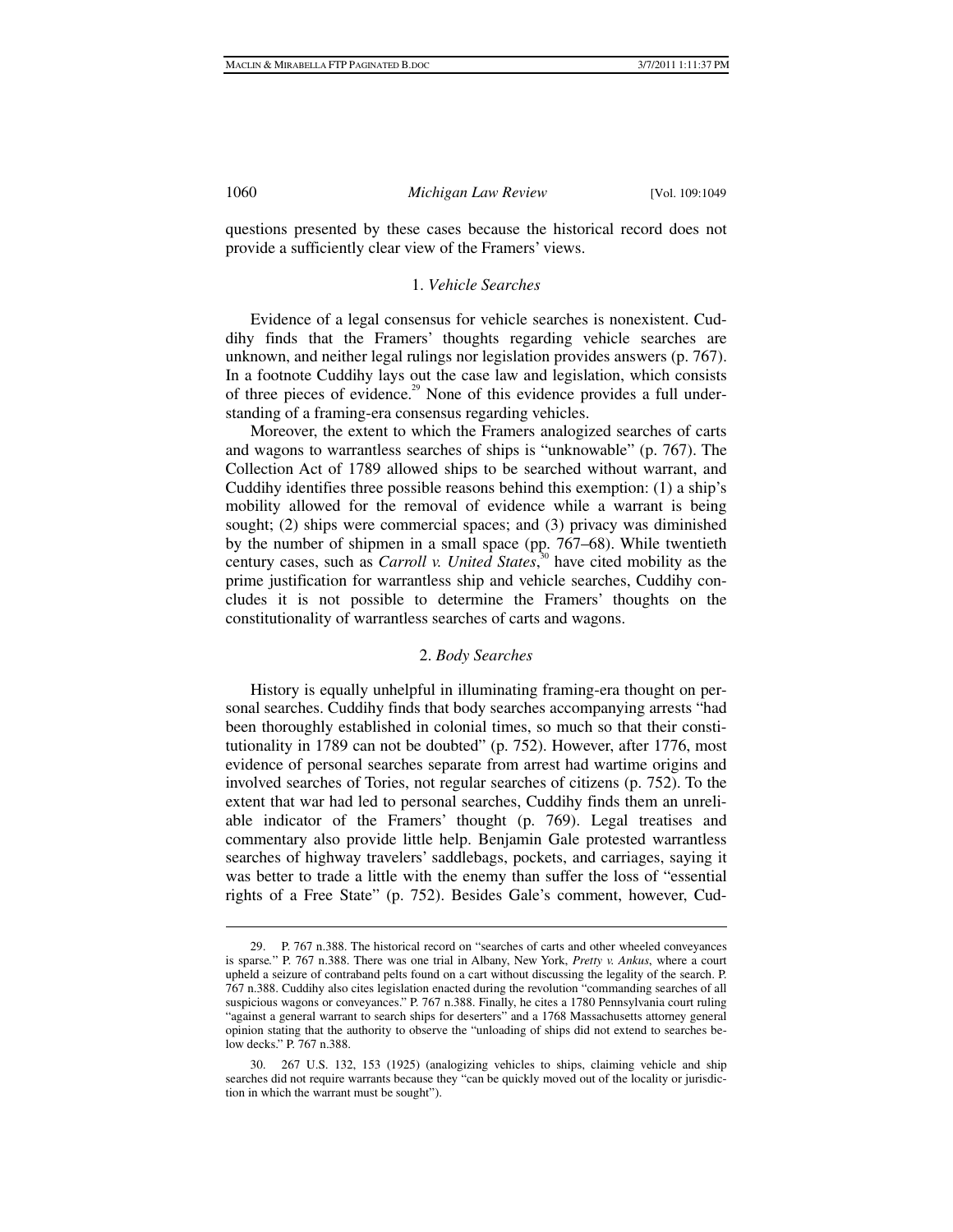questions presented by these cases because the historical record does not provide a sufficiently clear view of the Framers' views.

### 1. *Vehicle Searches*

Evidence of a legal consensus for vehicle searches is nonexistent. Cuddihy finds that the Framers' thoughts regarding vehicle searches are unknown, and neither legal rulings nor legislation provides answers (p. 767). In a footnote Cuddihy lays out the case law and legislation, which consists of three pieces of evidence.[29] None of this evidence provides a full understanding of a framing-era consensus regarding vehicles.

Moreover, the extent to which the Framers analogized searches of carts and wagons to warrantless searches of ships is "unknowable" (p. 767). The Collection Act of 1789 allowed ships to be searched without warrant, and Cuddihy identifies three possible reasons behind this exemption: (1) a ship's mobility allowed for the removal of evidence while a warrant is being sought; (2) ships were commercial spaces; and (3) privacy was diminished by the number of shipmen in a small space (pp. 767–68). While twentieth century cases, such as *Carroll v. United States*,[30] have cited mobility as the prime justification for warrantless ship and vehicle searches, Cuddihy concludes it is not possible to determine the Framers' thoughts on the constitutionality of warrantless searches of carts and wagons.

### 2. *Body Searches*

History is equally unhelpful in illuminating framing-era thought on personal searches. Cuddihy finds that body searches accompanying arrests "had been thoroughly established in colonial times, so much so that their constitutionality in 1789 can not be doubted" (p. 752). However, after 1776, most evidence of personal searches separate from arrest had wartime origins and involved searches of Tories, not regular searches of citizens (p. 752). To the extent that war had led to personal searches, Cuddihy finds them an unreliable indicator of the Framers' thought (p. 769). Legal treatises and commentary also provide little help. Benjamin Gale protested warrantless searches of highway travelers' saddlebags, pockets, and carriages, saying it was better to trade a little with the enemy than suffer the loss of "essential rights of a Free State" (p. 752). Besides Gale's comment, however, Cud-

---

29. P. 767 n.388. The historical record on "searches of carts and other wheeled conveyances is sparse." P. 767 n.388. There was one trial in Albany, New York, *Pretty v. Ankus*, where a court upheld a seizure of contraband pelts found on a cart without discussing the legality of the search. P. 767 n.388. Cuddihy also cites legislation enacted during the revolution "commanding searches of all suspicious wagons or conveyances." P. 767 n.388. Finally, he cites a 1780 Pennsylvania court ruling "against a general warrant to search ships for deserters" and a 1768 Massachusetts attorney general opinion stating that the authority to observe the "unloading of ships did not extend to searches below decks." P. 767 n.388.

30. 267 U.S. 132, 153 (1925) (analogizing vehicles to ships, claiming vehicle and ship searches did not require warrants because they "can be quickly moved out of the locality or jurisdiction in which the warrant must be sought").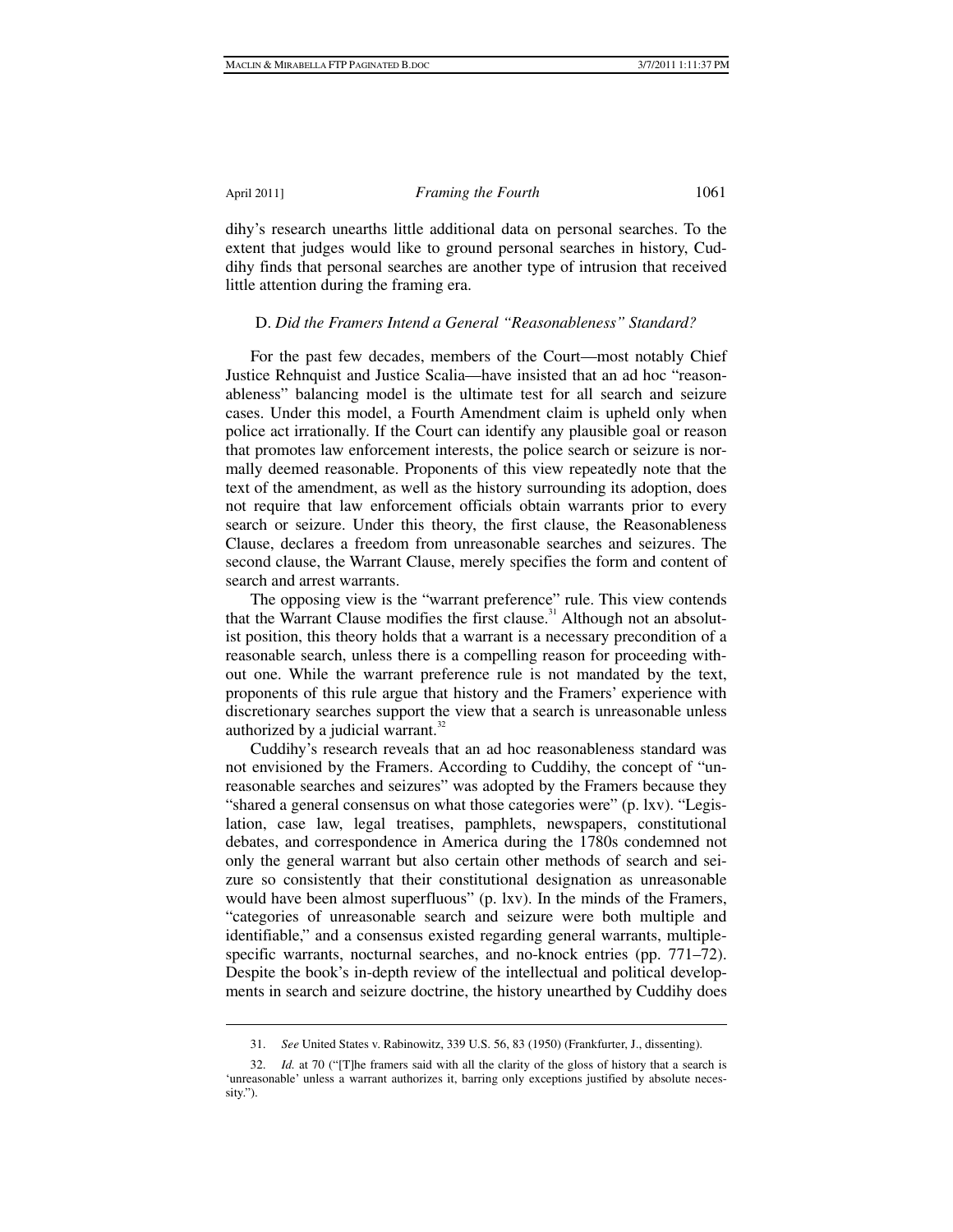dihy's research unearths little additional data on personal searches. To the extent that judges would like to ground personal searches in history, Cuddihy finds that personal searches are another type of intrusion that received little attention during the framing era.

### D. *Did the Framers Intend a General "Reasonableness" Standard?*

For the past few decades, members of the Court—most notably Chief Justice Rehnquist and Justice Scalia—have insisted that an ad hoc "reasonableness" balancing model is the ultimate test for all search and seizure cases. Under this model, a Fourth Amendment claim is upheld only when police act irrationally. If the Court can identify any plausible goal or reason that promotes law enforcement interests, the police search or seizure is normally deemed reasonable. Proponents of this view repeatedly note that the text of the amendment, as well as the history surrounding its adoption, does not require that law enforcement officials obtain warrants prior to every search or seizure. Under this theory, the first clause, the Reasonableness Clause, declares a freedom from unreasonable searches and seizures. The second clause, the Warrant Clause, merely specifies the form and content of search and arrest warrants.

The opposing view is the "warrant preference" rule. This view contends that the Warrant Clause modifies the first clause.[31] Although not an absolutist position, this theory holds that a warrant is a necessary precondition of a reasonable search, unless there is a compelling reason for proceeding without one. While the warrant preference rule is not mandated by the text, proponents of this rule argue that history and the Framers' experience with discretionary searches support the view that a search is unreasonable unless authorized by a judicial warrant.[32]

Cuddihy's research reveals that an ad hoc reasonableness standard was not envisioned by the Framers. According to Cuddihy, the concept of "unreasonable searches and seizures" was adopted by the Framers because they "shared a general consensus on what those categories were" (p. lxv). "Legislation, case law, legal treatises, pamphlets, newspapers, constitutional debates, and correspondence in America during the 1780s condemned not only the general warrant but also certain other methods of search and seizure so consistently that their constitutional designation as unreasonable would have been almost superfluous" (p. lxv). In the minds of the Framers, "categories of unreasonable search and seizure were both multiple and identifiable," and a consensus existed regarding general warrants, multiple-specific warrants, nocturnal searches, and no-knock entries (pp. 771–72). Despite the book's in-depth review of the intellectual and political developments in search and seizure doctrine, the history unearthed by Cuddihy does

31. *See* United States v. Rabinowitz, 339 U.S. 56, 83 (1950) (Frankfurter, J., dissenting).

32. *Id.* at 70 ("[T]he framers said with all the clarity of the gloss of history that a search is 'unreasonable' unless a warrant authorizes it, barring only exceptions justified by absolute necessity.").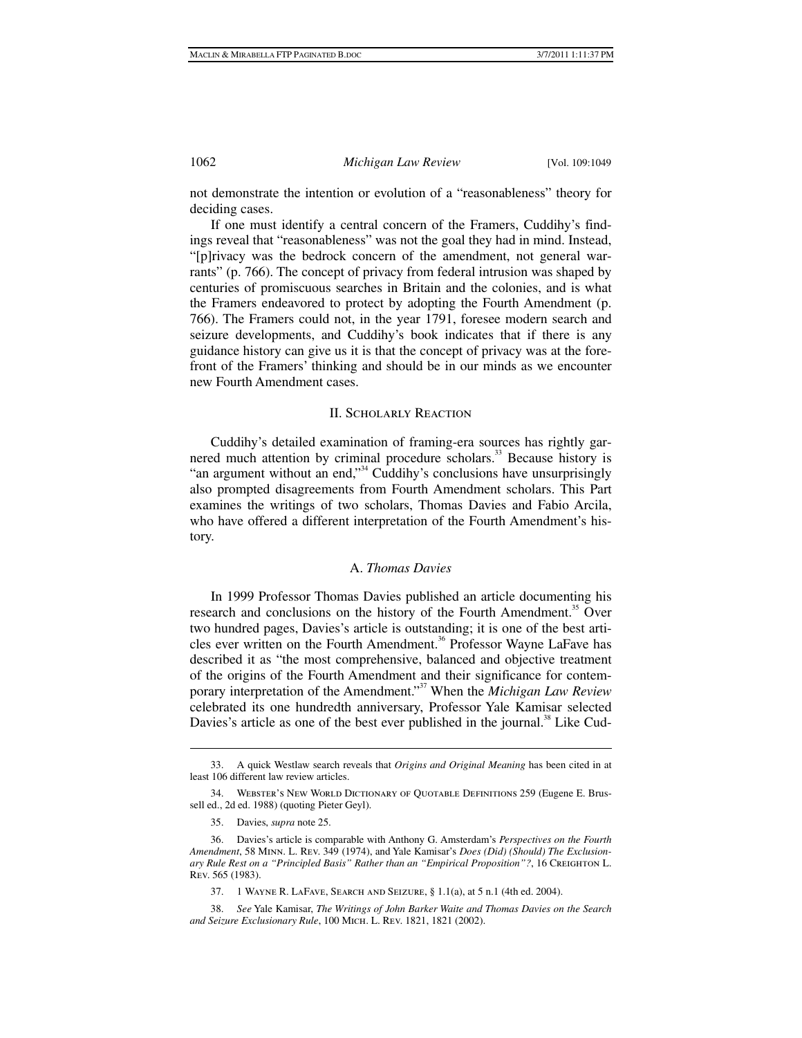not demonstrate the intention or evolution of a "reasonableness" theory for deciding cases.

If one must identify a central concern of the Framers, Cuddihy's findings reveal that "reasonableness" was not the goal they had in mind. Instead, "[p]rivacy was the bedrock concern of the amendment, not general warrants" (p. 766). The concept of privacy from federal intrusion was shaped by centuries of promiscuous searches in Britain and the colonies, and is what the Framers endeavored to protect by adopting the Fourth Amendment (p. 766). The Framers could not, in the year 1791, foresee modern search and seizure developments, and Cuddihy's book indicates that if there is any guidance history can give us it is that the concept of privacy was at the forefront of the Framers' thinking and should be in our minds as we encounter new Fourth Amendment cases.

## II. Scholarly Reaction

Cuddihy's detailed examination of framing-era sources has rightly garnered much attention by criminal procedure scholars.[33] Because history is "an argument without an end,"[34] Cuddihy's conclusions have unsurprisingly also prompted disagreements from Fourth Amendment scholars. This Part examines the writings of two scholars, Thomas Davies and Fabio Arcila, who have offered a different interpretation of the Fourth Amendment's history.

### A. *Thomas Davies*

In 1999 Professor Thomas Davies published an article documenting his research and conclusions on the history of the Fourth Amendment.[35] Over two hundred pages, Davies's article is outstanding; it is one of the best articles ever written on the Fourth Amendment.[36] Professor Wayne LaFave has described it as "the most comprehensive, balanced and objective treatment of the origins of the Fourth Amendment and their significance for contemporary interpretation of the Amendment."[37] When the *Michigan Law Review* celebrated its one hundredth anniversary, Professor Yale Kamisar selected Davies's article as one of the best ever published in the journal.[38] Like Cud-

---

33. A quick Westlaw search reveals that *Origins and Original Meaning* has been cited in at least 106 different law review articles.

34. Webster's New World Dictionary of Quotable Definitions 259 (Eugene E. Brussell ed., 2d ed. 1988) (quoting Pieter Geyl).

35. Davies, *supra* note 25.

36. Davies's article is comparable with Anthony G. Amsterdam's *Perspectives on the Fourth Amendment*, 58 Minn. L. Rev. 349 (1974), and Yale Kamisar's *Does (Did) (Should) The Exclusionary Rule Rest on a "Principled Basis" Rather than an "Empirical Proposition"?*, 16 Creighton L. Rev. 565 (1983).

37. 1 Wayne R. LaFave, Search and Seizure, § 1.1(a), at 5 n.1 (4th ed. 2004).

38. *See* Yale Kamisar, *The Writings of John Barker Waite and Thomas Davies on the Search and Seizure Exclusionary Rule*, 100 Mich. L. Rev. 1821, 1821 (2002).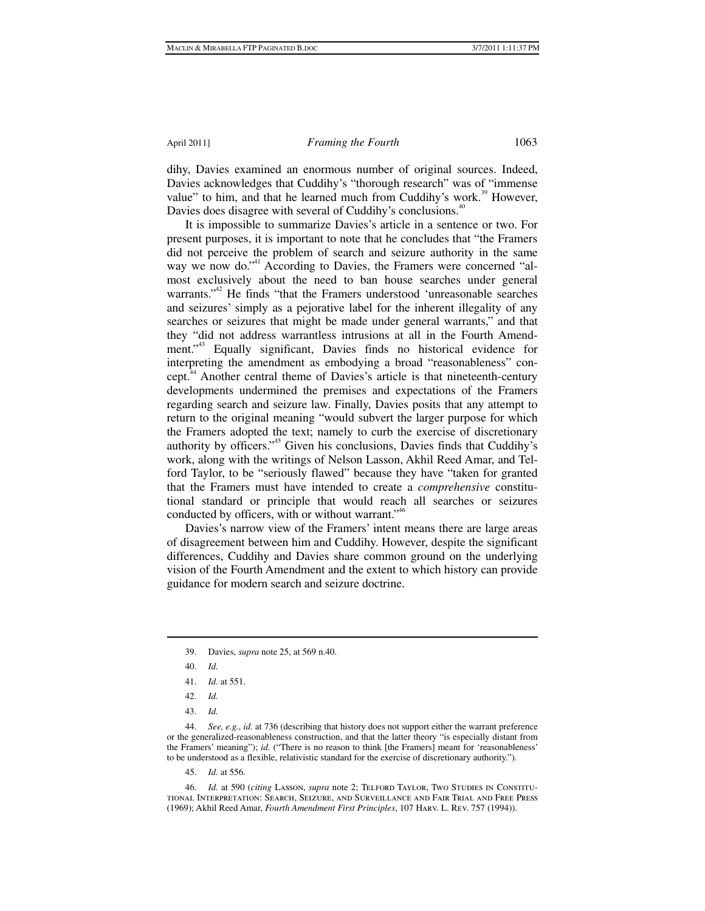dihy, Davies examined an enormous number of original sources. Indeed, Davies acknowledges that Cuddihy's "thorough research" was of "immense value" to him, and that he learned much from Cuddihy's work.[39] However, Davies does disagree with several of Cuddihy's conclusions.[40]

It is impossible to summarize Davies's article in a sentence or two. For present purposes, it is important to note that he concludes that "the Framers did not perceive the problem of search and seizure authority in the same way we now do."[41] According to Davies, the Framers were concerned "almost exclusively about the need to ban house searches under general warrants."[42] He finds "that the Framers understood 'unreasonable searches and seizures' simply as a pejorative label for the inherent illegality of any searches or seizures that might be made under general warrants," and that they "did not address warrantless intrusions at all in the Fourth Amendment."[43] Equally significant, Davies finds no historical evidence for interpreting the amendment as embodying a broad "reasonableness" concept.[44] Another central theme of Davies's article is that nineteenth-century developments undermined the premises and expectations of the Framers regarding search and seizure law. Finally, Davies posits that any attempt to return to the original meaning "would subvert the larger purpose for which the Framers adopted the text; namely to curb the exercise of discretionary authority by officers."[45] Given his conclusions, Davies finds that Cuddihy's work, along with the writings of Nelson Lasson, Akhil Reed Amar, and Telford Taylor, to be "seriously flawed" because they have "taken for granted that the Framers must have intended to create a *comprehensive* constitutional standard or principle that would reach all searches or seizures conducted by officers, with or without warrant."[46]

Davies's narrow view of the Framers' intent means there are large areas of disagreement between him and Cuddihy. However, despite the significant differences, Cuddihy and Davies share common ground on the underlying vision of the Fourth Amendment and the extent to which history can provide guidance for modern search and seizure doctrine.

---

39. Davies, *supra* note 25, at 569 n.40.

40. *Id.*

41. *Id.* at 551.

42. *Id.*

43. *Id.*

44. *See, e.g.*, *id.* at 736 (describing that history does not support either the warrant preference or the generalized-reasonableness construction, and that the latter theory "is especially distant from the Framers' meaning"); *id.* ("There is no reason to think [the Framers] meant for 'reasonableness' to be understood as a flexible, relativistic standard for the exercise of discretionary authority.").

45. *Id.* at 556.

46. *Id.* at 590 (*citing* LASSON, *supra* note 2; TELFORD TAYLOR, TWO STUDIES IN CONSTITUTIONAL INTERPRETATION: SEARCH, SEIZURE, AND SURVEILLANCE AND FAIR TRIAL AND FREE PRESS (1969); Akhil Reed Amar, *Fourth Amendment First Principles*, 107 HARV. L. REV. 757 (1994)).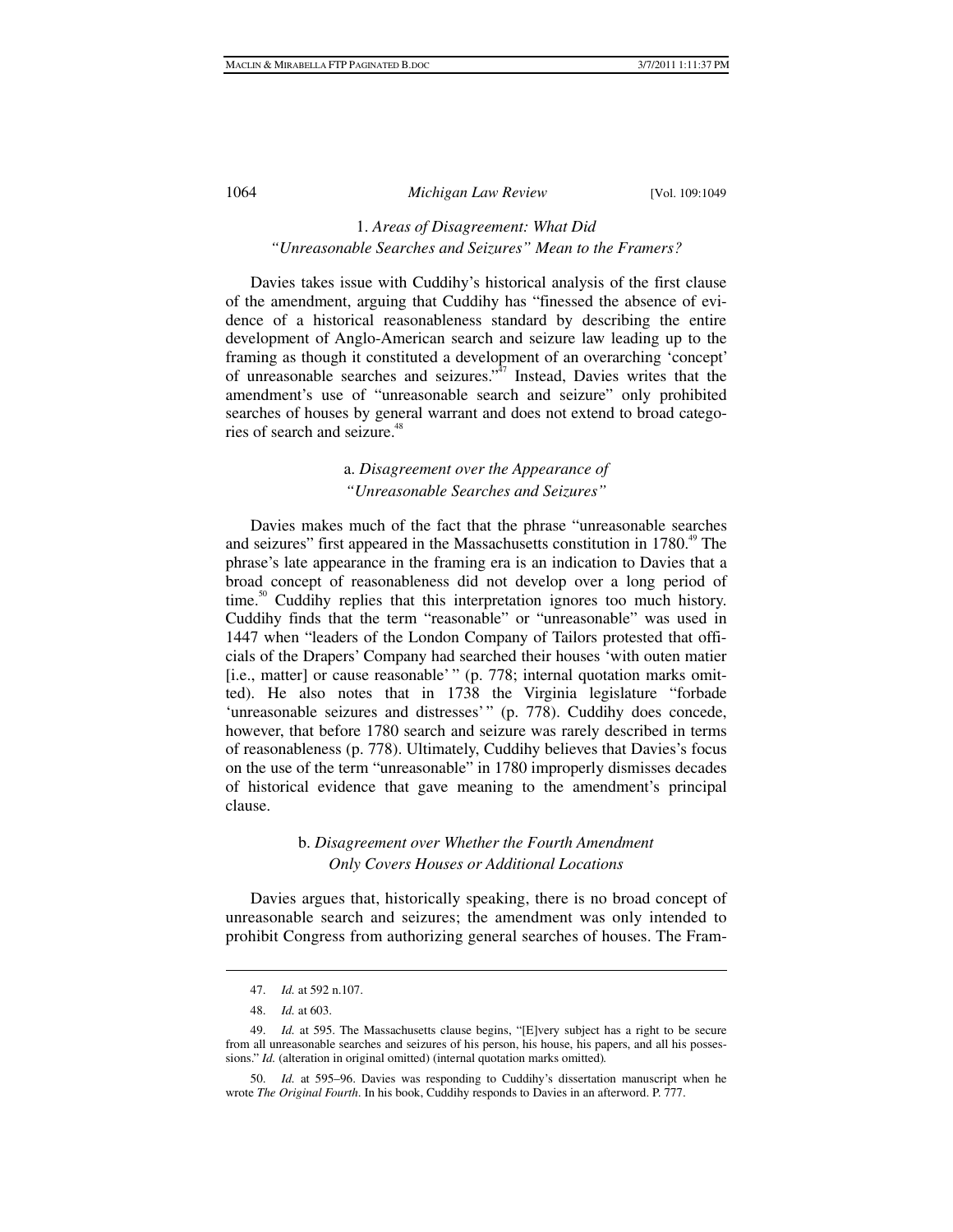### 1. *Areas of Disagreement: What Did "Unreasonable Searches and Seizures" Mean to the Framers?*

Davies takes issue with Cuddihy's historical analysis of the first clause of the amendment, arguing that Cuddihy has "finessed the absence of evidence of a historical reasonableness standard by describing the entire development of Anglo-American search and seizure law leading up to the framing as though it constituted a development of an overarching 'concept' of unreasonable searches and seizures."[47] Instead, Davies writes that the amendment's use of "unreasonable search and seizure" only prohibited searches of houses by general warrant and does not extend to broad categories of search and seizure.[48]

#### a. *Disagreement over the Appearance of "Unreasonable Searches and Seizures"*

Davies makes much of the fact that the phrase "unreasonable searches and seizures" first appeared in the Massachusetts constitution in 1780.[49] The phrase's late appearance in the framing era is an indication to Davies that a broad concept of reasonableness did not develop over a long period of time.[50] Cuddihy replies that this interpretation ignores too much history. Cuddihy finds that the term "reasonable" or "unreasonable" was used in 1447 when "leaders of the London Company of Tailors protested that officials of the Drapers' Company had searched their houses 'with outen matier [i.e., matter] or cause reasonable' " (p. 778; internal quotation marks omitted). He also notes that in 1738 the Virginia legislature "forbade 'unreasonable seizures and distresses' " (p. 778). Cuddihy does concede, however, that before 1780 search and seizure was rarely described in terms of reasonableness (p. 778). Ultimately, Cuddihy believes that Davies's focus on the use of the term "unreasonable" in 1780 improperly dismisses decades of historical evidence that gave meaning to the amendment's principal clause.

#### b. *Disagreement over Whether the Fourth Amendment Only Covers Houses or Additional Locations*

Davies argues that, historically speaking, there is no broad concept of unreasonable search and seizures; the amendment was only intended to prohibit Congress from authorizing general searches of houses. The Fram-

---

47. *Id.* at 592 n.107.

48. *Id.* at 603.

49. *Id.* at 595. The Massachusetts clause begins, "[E]very subject has a right to be secure from all unreasonable searches and seizures of his person, his house, his papers, and all his possessions." *Id.* (alteration in original omitted) (internal quotation marks omitted).

50. *Id.* at 595–96. Davies was responding to Cuddihy's dissertation manuscript when he wrote *The Original Fourth*. In his book, Cuddihy responds to Davies in an afterword. P. 777.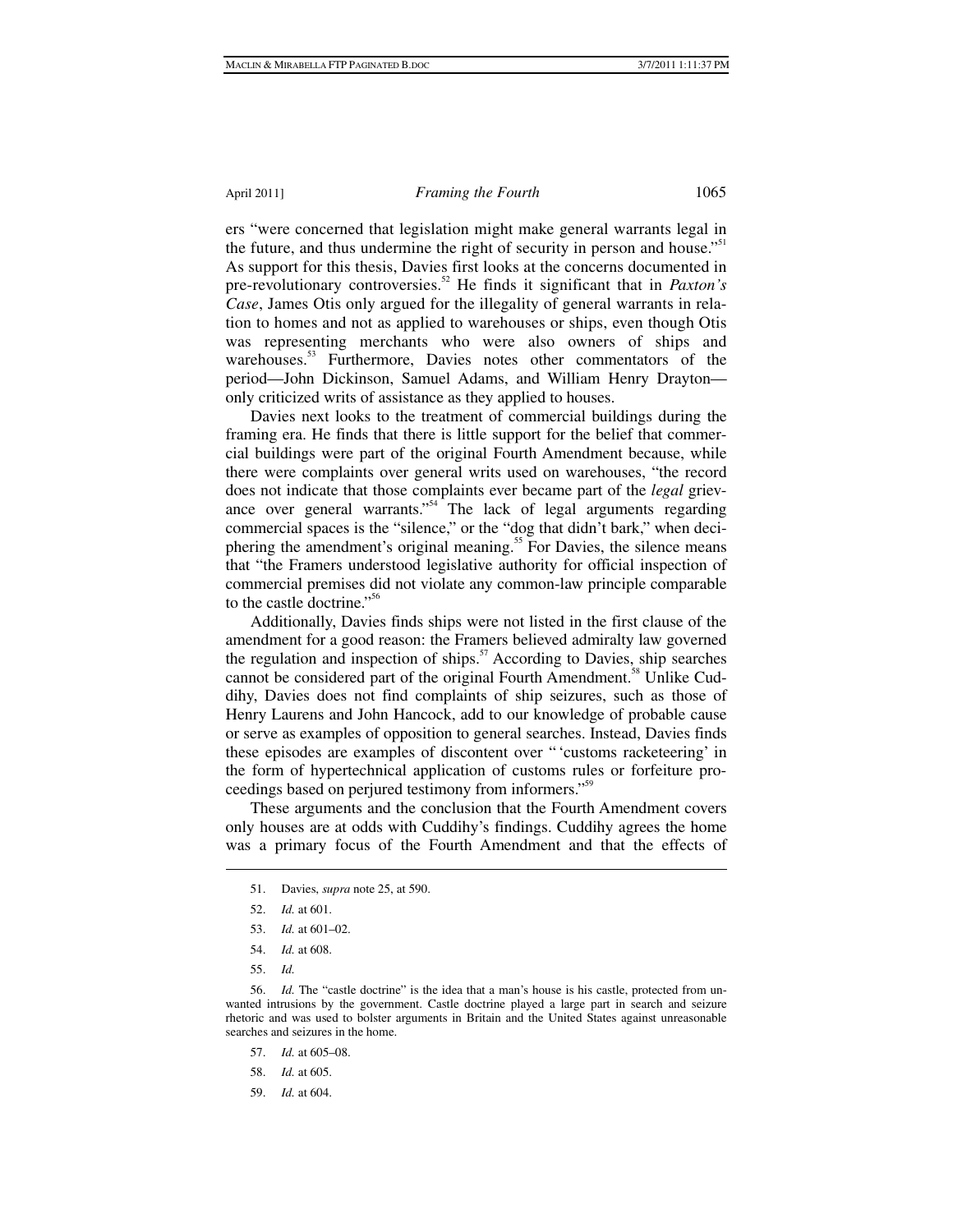ers "were concerned that legislation might make general warrants legal in the future, and thus undermine the right of security in person and house."[51] As support for this thesis, Davies first looks at the concerns documented in pre-revolutionary controversies.[52] He finds it significant that in *Paxton's Case*, James Otis only argued for the illegality of general warrants in relation to homes and not as applied to warehouses or ships, even though Otis was representing merchants who were also owners of ships and warehouses.[53] Furthermore, Davies notes other commentators of the period—John Dickinson, Samuel Adams, and William Henry Drayton—only criticized writs of assistance as they applied to houses.

Davies next looks to the treatment of commercial buildings during the framing era. He finds that there is little support for the belief that commercial buildings were part of the original Fourth Amendment because, while there were complaints over general writs used on warehouses, "the record does not indicate that those complaints ever became part of the *legal* grievance over general warrants."[54] The lack of legal arguments regarding commercial spaces is the "silence," or the "dog that didn't bark," when deciphering the amendment's original meaning.[55] For Davies, the silence means that "the Framers understood legislative authority for official inspection of commercial premises did not violate any common-law principle comparable to the castle doctrine."[56]

Additionally, Davies finds ships were not listed in the first clause of the amendment for a good reason: the Framers believed admiralty law governed the regulation and inspection of ships.[57] According to Davies, ship searches cannot be considered part of the original Fourth Amendment.[58] Unlike Cuddihy, Davies does not find complaints of ship seizures, such as those of Henry Laurens and John Hancock, add to our knowledge of probable cause or serve as examples of opposition to general searches. Instead, Davies finds these episodes are examples of discontent over " 'customs racketeering' in the form of hypertechnical application of customs rules or forfeiture proceedings based on perjured testimony from informers."[59]

These arguments and the conclusion that the Fourth Amendment covers only houses are at odds with Cuddihy's findings. Cuddihy agrees the home was a primary focus of the Fourth Amendment and that the effects of

---

51. Davies, *supra* note 25, at 590.

52. *Id.* at 601.

53. *Id.* at 601–02.

54. *Id.* at 608.

55. *Id.*

56. *Id.* The "castle doctrine" is the idea that a man's house is his castle, protected from unwanted intrusions by the government. Castle doctrine played a large part in search and seizure rhetoric and was used to bolster arguments in Britain and the United States against unreasonable searches and seizures in the home.

57. *Id.* at 605–08.

58. *Id.* at 605.

59. *Id.* at 604.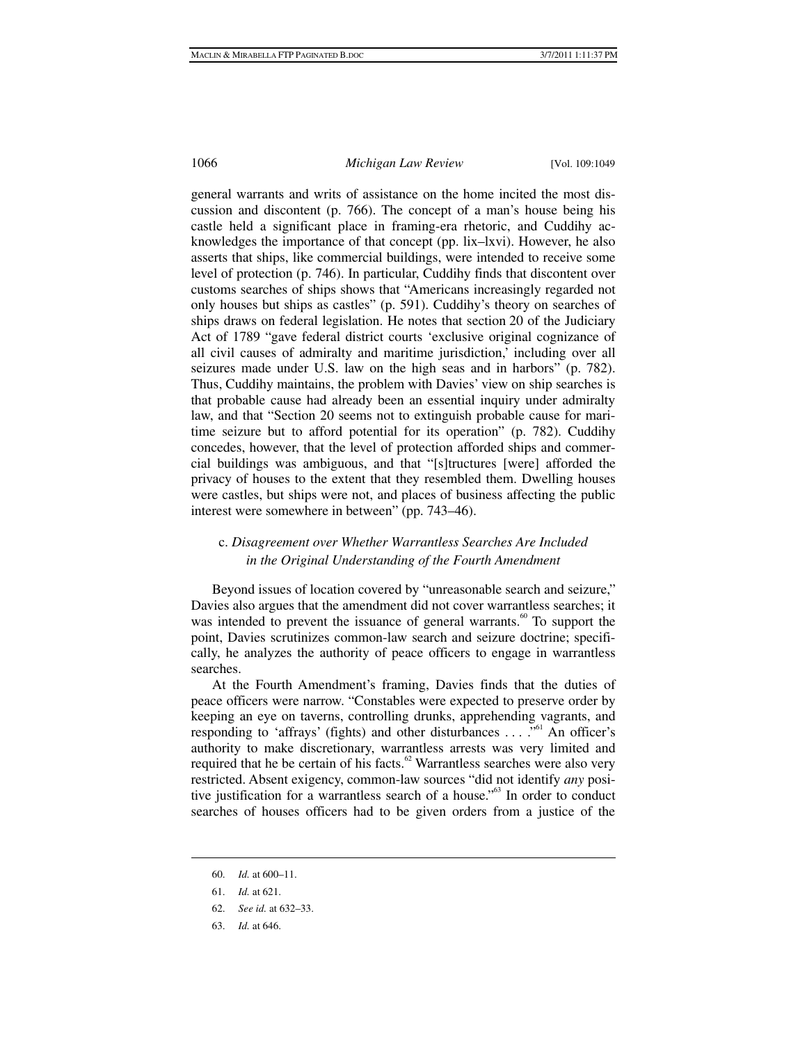general warrants and writs of assistance on the home incited the most discussion and discontent (p. 766). The concept of a man's house being his castle held a significant place in framing-era rhetoric, and Cuddihy acknowledges the importance of that concept (pp. lix–lxvi). However, he also asserts that ships, like commercial buildings, were intended to receive some level of protection (p. 746). In particular, Cuddihy finds that discontent over customs searches of ships shows that "Americans increasingly regarded not only houses but ships as castles" (p. 591). Cuddihy's theory on searches of ships draws on federal legislation. He notes that section 20 of the Judiciary Act of 1789 "gave federal district courts 'exclusive original cognizance of all civil causes of admiralty and maritime jurisdiction,' including over all seizures made under U.S. law on the high seas and in harbors" (p. 782). Thus, Cuddihy maintains, the problem with Davies' view on ship searches is that probable cause had already been an essential inquiry under admiralty law, and that "Section 20 seems not to extinguish probable cause for maritime seizure but to afford potential for its operation" (p. 782). Cuddihy concedes, however, that the level of protection afforded ships and commercial buildings was ambiguous, and that "[s]tructures [were] afforded the privacy of houses to the extent that they resembled them. Dwelling houses were castles, but ships were not, and places of business affecting the public interest were somewhere in between" (pp. 743–46).

### c. *Disagreement over Whether Warrantless Searches Are Included in the Original Understanding of the Fourth Amendment*

Beyond issues of location covered by "unreasonable search and seizure," Davies also argues that the amendment did not cover warrantless searches; it was intended to prevent the issuance of general warrants.[60] To support the point, Davies scrutinizes common-law search and seizure doctrine; specifically, he analyzes the authority of peace officers to engage in warrantless searches.

At the Fourth Amendment's framing, Davies finds that the duties of peace officers were narrow. "Constables were expected to preserve order by keeping an eye on taverns, controlling drunks, apprehending vagrants, and responding to 'affrays' (fights) and other disturbances . . . ."[61] An officer's authority to make discretionary, warrantless arrests was very limited and required that he be certain of his facts.[62] Warrantless searches were also very restricted. Absent exigency, common-law sources "did not identify *any* positive justification for a warrantless search of a house."[63] In order to conduct searches of houses officers had to be given orders from a justice of the

60. *Id.* at 600–11.

61. *Id.* at 621.

62. *See id.* at 632–33.

63. *Id.* at 646.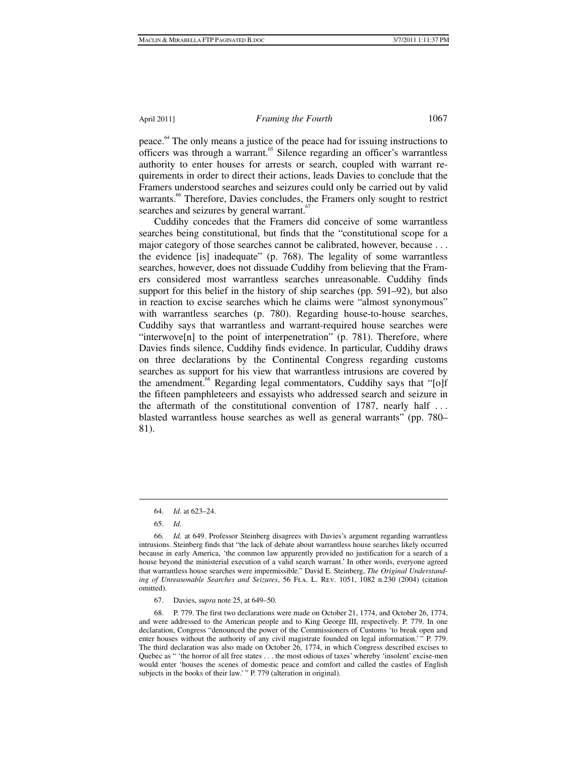peace.[64] The only means a justice of the peace had for issuing instructions to officers was through a warrant.[65] Silence regarding an officer's warrantless authority to enter houses for arrests or search, coupled with warrant requirements in order to direct their actions, leads Davies to conclude that the Framers understood searches and seizures could only be carried out by valid warrants.[66] Therefore, Davies concludes, the Framers only sought to restrict searches and seizures by general warrant.[67]

Cuddihy concedes that the Framers did conceive of some warrantless searches being constitutional, but finds that the "constitutional scope for a major category of those searches cannot be calibrated, however, because . . . the evidence [is] inadequate" (p. 768). The legality of some warrantless searches, however, does not dissuade Cuddihy from believing that the Framers considered most warrantless searches unreasonable. Cuddihy finds support for this belief in the history of ship searches (pp. 591–92), but also in reaction to excise searches which he claims were "almost synonymous" with warrantless searches (p. 780). Regarding house-to-house searches, Cuddihy says that warrantless and warrant-required house searches were "interwove[n] to the point of interpenetration" (p. 781). Therefore, where Davies finds silence, Cuddihy finds evidence. In particular, Cuddihy draws on three declarations by the Continental Congress regarding customs searches as support for his view that warrantless intrusions are covered by the amendment.[68] Regarding legal commentators, Cuddihy says that "[o]f the fifteen pamphleteers and essayists who addressed search and seizure in the aftermath of the constitutional convention of 1787, nearly half . . . blasted warrantless house searches as well as general warrants" (pp. 780–81).

---

64. *Id.* at 623–24.

65. *Id.*

66. *Id.* at 649. Professor Steinberg disagrees with Davies's argument regarding warrantless intrusions. Steinberg finds that "the lack of debate about warrantless house searches likely occurred because in early America, 'the common law apparently provided no justification for a search of a house beyond the ministerial execution of a valid search warrant.' In other words, everyone agreed that warrantless house searches were impermissible." David E. Steinberg, *The Original Understanding of Unreasonable Searches and Seizures*, 56 FLA. L. REV. 1051, 1082 n.230 (2004) (citation omitted).

67. Davies, *supra* note 25, at 649–50.

68. P. 779. The first two declarations were made on October 21, 1774, and October 26, 1774, and were addressed to the American people and to King George III, respectively. P. 779. In one declaration, Congress "denounced the power of the Commissioners of Customs 'to break open and enter houses without the authority of any civil magistrate founded on legal information.' " P. 779. The third declaration was also made on October 26, 1774, in which Congress described excises to Quebec as " 'the horror of all free states . . . the most odious of taxes' whereby 'insolent' excise-men would enter 'houses the scenes of domestic peace and comfort and called the castles of English subjects in the books of their law.' " P. 779 (alteration in original).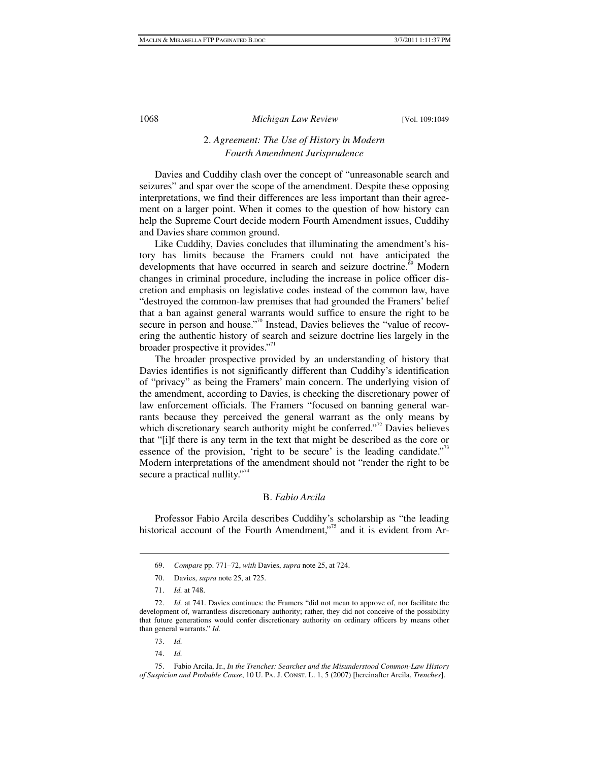### 2. *Agreement: The Use of History in Modern Fourth Amendment Jurisprudence*

Davies and Cuddihy clash over the concept of "unreasonable search and seizures" and spar over the scope of the amendment. Despite these opposing interpretations, we find their differences are less important than their agreement on a larger point. When it comes to the question of how history can help the Supreme Court decide modern Fourth Amendment issues, Cuddihy and Davies share common ground.

Like Cuddihy, Davies concludes that illuminating the amendment's history has limits because the Framers could not have anticipated the developments that have occurred in search and seizure doctrine.[69] Modern changes in criminal procedure, including the increase in police officer discretion and emphasis on legislative codes instead of the common law, have "destroyed the common-law premises that had grounded the Framers' belief that a ban against general warrants would suffice to ensure the right to be secure in person and house."[70] Instead, Davies believes the "value of recovering the authentic history of search and seizure doctrine lies largely in the broader prospective it provides."[71]

The broader prospective provided by an understanding of history that Davies identifies is not significantly different than Cuddihy's identification of "privacy" as being the Framers' main concern. The underlying vision of the amendment, according to Davies, is checking the discretionary power of law enforcement officials. The Framers "focused on banning general warrants because they perceived the general warrant as the only means by which discretionary search authority might be conferred."[72] Davies believes that "[i]f there is any term in the text that might be described as the core or essence of the provision, 'right to be secure' is the leading candidate."[73] Modern interpretations of the amendment should not "render the right to be secure a practical nullity."[74]

### B. *Fabio Arcila*

Professor Fabio Arcila describes Cuddihy's scholarship as "the leading historical account of the Fourth Amendment,"[75] and it is evident from Ar-

---

69. *Compare* pp. 771–72, *with* Davies, *supra* note 25, at 724.

70. Davies, *supra* note 25, at 725.

71. *Id.* at 748.

72. *Id.* at 741. Davies continues: the Framers "did not mean to approve of, nor facilitate the development of, warrantless discretionary authority; rather, they did not conceive of the possibility that future generations would confer discretionary authority on ordinary officers by means other than general warrants." *Id.*

73. *Id.*

74. *Id.*

75. Fabio Arcila, Jr., *In the Trenches: Searches and the Misunderstood Common-Law History of Suspicion and Probable Cause*, 10 U. Pa. J. Const. L. 1, 5 (2007) [hereinafter Arcila, *Trenches*].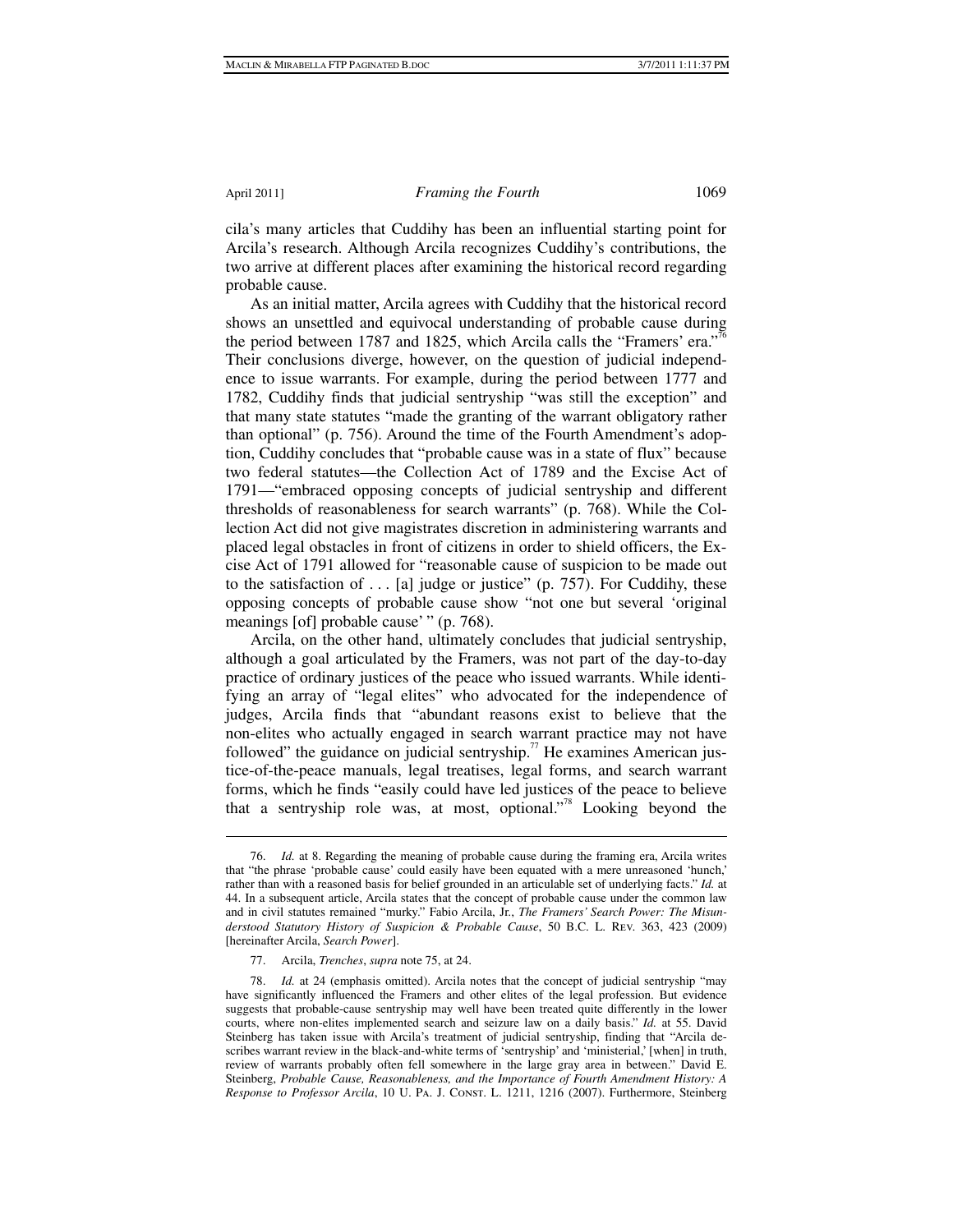cila's many articles that Cuddihy has been an influential starting point for Arcila's research. Although Arcila recognizes Cuddihy's contributions, the two arrive at different places after examining the historical record regarding probable cause.

As an initial matter, Arcila agrees with Cuddihy that the historical record shows an unsettled and equivocal understanding of probable cause during the period between 1787 and 1825, which Arcila calls the "Framers' era."[76] Their conclusions diverge, however, on the question of judicial independence to issue warrants. For example, during the period between 1777 and 1782, Cuddihy finds that judicial sentryship "was still the exception" and that many state statutes "made the granting of the warrant obligatory rather than optional" (p. 756). Around the time of the Fourth Amendment's adoption, Cuddihy concludes that "probable cause was in a state of flux" because two federal statutes—the Collection Act of 1789 and the Excise Act of 1791—"embraced opposing concepts of judicial sentryship and different thresholds of reasonableness for search warrants" (p. 768). While the Collection Act did not give magistrates discretion in administering warrants and placed legal obstacles in front of citizens in order to shield officers, the Excise Act of 1791 allowed for "reasonable cause of suspicion to be made out to the satisfaction of . . . [a] judge or justice" (p. 757). For Cuddihy, these opposing concepts of probable cause show "not one but several 'original meanings [of] probable cause' " (p. 768).

Arcila, on the other hand, ultimately concludes that judicial sentryship, although a goal articulated by the Framers, was not part of the day-to-day practice of ordinary justices of the peace who issued warrants. While identifying an array of "legal elites" who advocated for the independence of judges, Arcila finds that "abundant reasons exist to believe that the non-elites who actually engaged in search warrant practice may not have followed" the guidance on judicial sentryship.[77] He examines American justice-of-the-peace manuals, legal treatises, legal forms, and search warrant forms, which he finds "easily could have led justices of the peace to believe that a sentryship role was, at most, optional."[78] Looking beyond the

---

76. *Id.* at 8. Regarding the meaning of probable cause during the framing era, Arcila writes that "the phrase 'probable cause' could easily have been equated with a mere unreasoned 'hunch,' rather than with a reasoned basis for belief grounded in an articulable set of underlying facts." *Id.* at 44. In a subsequent article, Arcila states that the concept of probable cause under the common law and in civil statutes remained "murky." Fabio Arcila, Jr., *The Framers' Search Power: The Misunderstood Statutory History of Suspicion & Probable Cause*, 50 B.C. L. Rev. 363, 423 (2009) [hereinafter Arcila, *Search Power*].

77. Arcila, *Trenches*, *supra* note 75, at 24.

78. *Id.* at 24 (emphasis omitted). Arcila notes that the concept of judicial sentryship "may have significantly influenced the Framers and other elites of the legal profession. But evidence suggests that probable-cause sentryship may well have been treated quite differently in the lower courts, where non-elites implemented search and seizure law on a daily basis." *Id.* at 55. David Steinberg has taken issue with Arcila's treatment of judicial sentryship, finding that "Arcila describes warrant review in the black-and-white terms of 'sentryship' and 'ministerial,' [when] in truth, review of warrants probably often fell somewhere in the large gray area in between." David E. Steinberg, *Probable Cause, Reasonableness, and the Importance of Fourth Amendment History: A Response to Professor Arcila*, 10 U. Pa. J. Const. L. 1211, 1216 (2007). Furthermore, Steinberg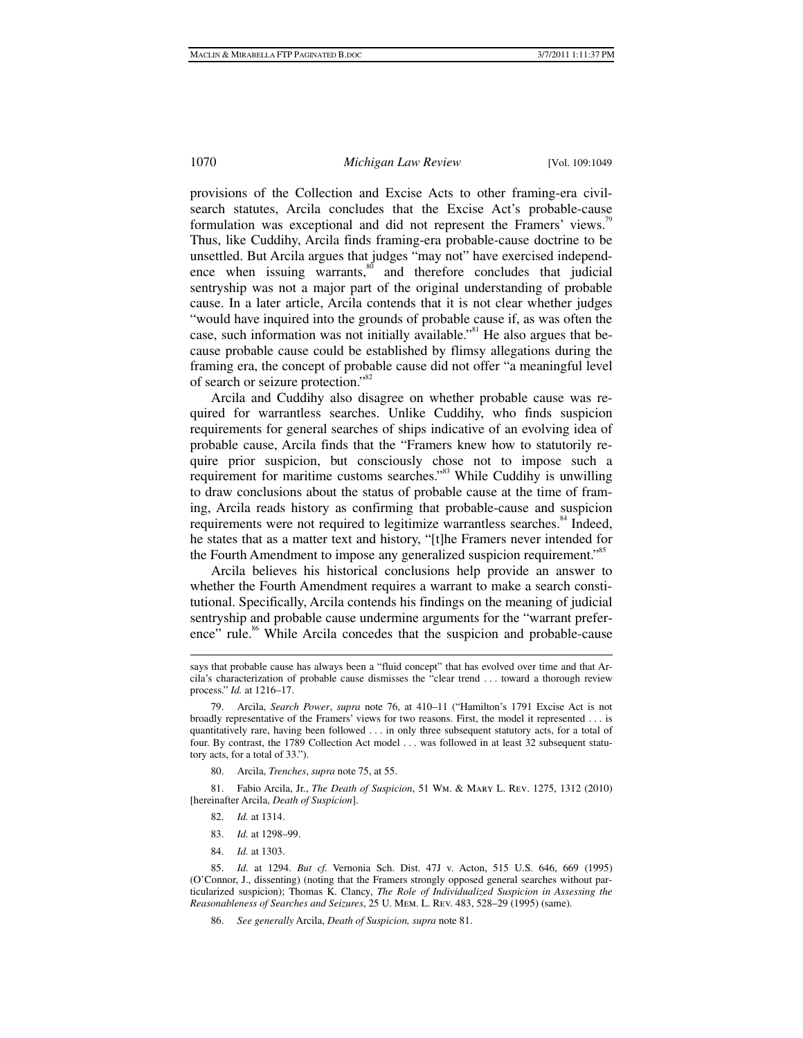provisions of the Collection and Excise Acts to other framing-era civil-search statutes, Arcila concludes that the Excise Act's probable-cause formulation was exceptional and did not represent the Framers' views.[79] Thus, like Cuddihy, Arcila finds framing-era probable-cause doctrine to be unsettled. But Arcila argues that judges "may not" have exercised independence when issuing warrants,[80] and therefore concludes that judicial sentryship was not a major part of the original understanding of probable cause. In a later article, Arcila contends that it is not clear whether judges "would have inquired into the grounds of probable cause if, as was often the case, such information was not initially available."[81] He also argues that because probable cause could be established by flimsy allegations during the framing era, the concept of probable cause did not offer "a meaningful level of search or seizure protection."[82]

Arcila and Cuddihy also disagree on whether probable cause was required for warrantless searches. Unlike Cuddihy, who finds suspicion requirements for general searches of ships indicative of an evolving idea of probable cause, Arcila finds that the "Framers knew how to statutorily require prior suspicion, but consciously chose not to impose such a requirement for maritime customs searches."[83] While Cuddihy is unwilling to draw conclusions about the status of probable cause at the time of framing, Arcila reads history as confirming that probable-cause and suspicion requirements were not required to legitimize warrantless searches.[84] Indeed, he states that as a matter text and history, "[t]he Framers never intended for the Fourth Amendment to impose any generalized suspicion requirement."[85]

Arcila believes his historical conclusions help provide an answer to whether the Fourth Amendment requires a warrant to make a search constitutional. Specifically, Arcila contends his findings on the meaning of judicial sentryship and probable cause undermine arguments for the "warrant preference" rule.[86] While Arcila concedes that the suspicion and probable-cause

---

says that probable cause has always been a "fluid concept" that has evolved over time and that Arcila's characterization of probable cause dismisses the "clear trend . . . toward a thorough review process." *Id.* at 1216–17.

79. Arcila, *Search Power*, *supra* note 76, at 410–11 ("Hamilton's 1791 Excise Act is not broadly representative of the Framers' views for two reasons. First, the model it represented . . . is quantitatively rare, having been followed . . . in only three subsequent statutory acts, for a total of four. By contrast, the 1789 Collection Act model . . . was followed in at least 32 subsequent statutory acts, for a total of 33.").

80. Arcila, *Trenches*, *supra* note 75, at 55.

81. Fabio Arcila, Jr., *The Death of Suspicion*, 51 WM. & MARY L. REV. 1275, 1312 (2010) [hereinafter Arcila, *Death of Suspicion*].

82. *Id.* at 1314.

83. *Id.* at 1298–99.

84. *Id.* at 1303.

85. *Id.* at 1294. *But cf.* Vernonia Sch. Dist. 47J v. Acton, 515 U.S. 646, 669 (1995) (O'Connor, J., dissenting) (noting that the Framers strongly opposed general searches without particularized suspicion); Thomas K. Clancy, *The Role of Individualized Suspicion in Assessing the Reasonableness of Searches and Seizures*, 25 U. MEM. L. REV. 483, 528–29 (1995) (same).

86. *See generally* Arcila, *Death of Suspicion, supra* note 81.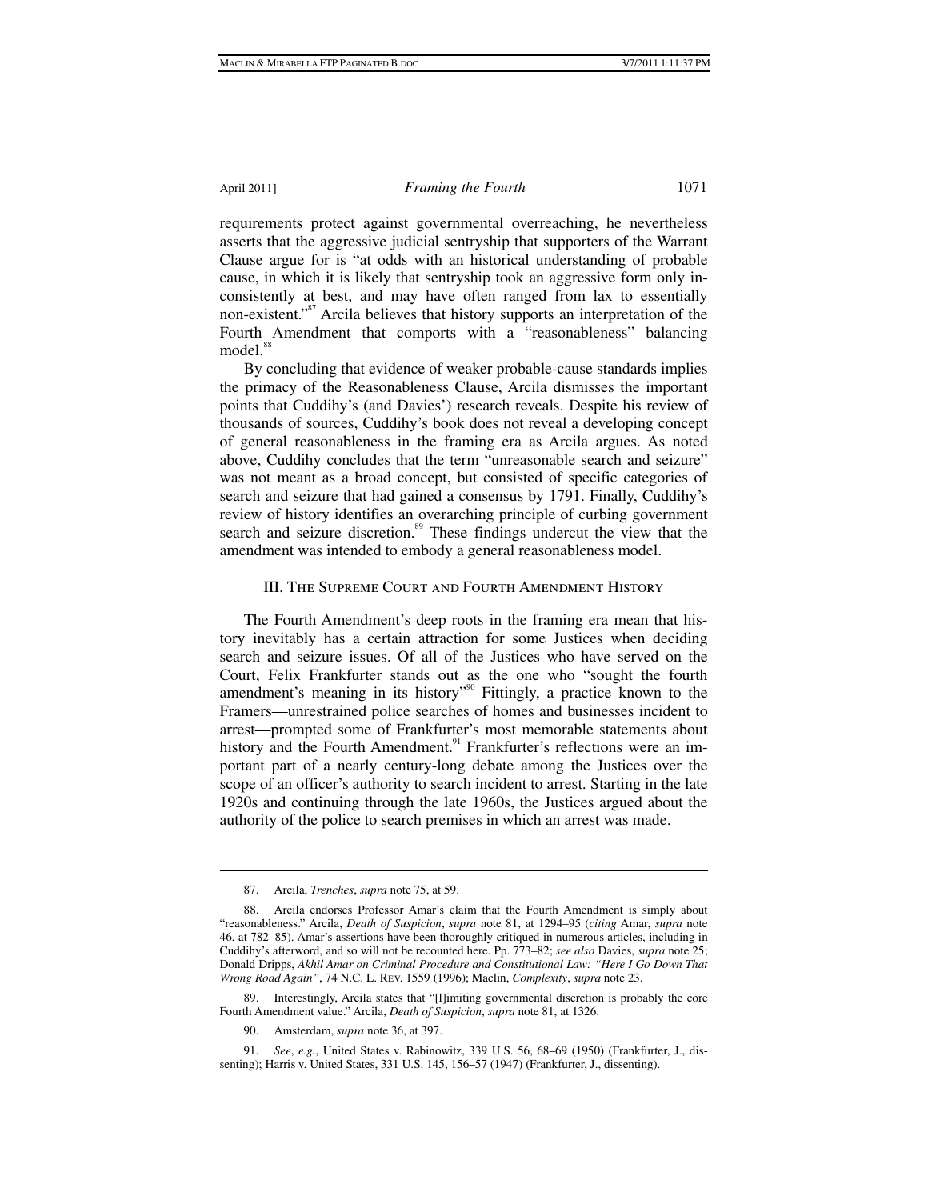requirements protect against governmental overreaching, he nevertheless asserts that the aggressive judicial sentryship that supporters of the Warrant Clause argue for is "at odds with an historical understanding of probable cause, in which it is likely that sentryship took an aggressive form only inconsistently at best, and may have often ranged from lax to essentially non-existent."[87] Arcila believes that history supports an interpretation of the Fourth Amendment that comports with a "reasonableness" balancing model.[88]

By concluding that evidence of weaker probable-cause standards implies the primacy of the Reasonableness Clause, Arcila dismisses the important points that Cuddihy's (and Davies') research reveals. Despite his review of thousands of sources, Cuddihy's book does not reveal a developing concept of general reasonableness in the framing era as Arcila argues. As noted above, Cuddihy concludes that the term "unreasonable search and seizure" was not meant as a broad concept, but consisted of specific categories of search and seizure that had gained a consensus by 1791. Finally, Cuddihy's review of history identifies an overarching principle of curbing government search and seizure discretion.[89] These findings undercut the view that the amendment was intended to embody a general reasonableness model.

## III. The Supreme Court and Fourth Amendment History

The Fourth Amendment's deep roots in the framing era mean that history inevitably has a certain attraction for some Justices when deciding search and seizure issues. Of all of the Justices who have served on the Court, Felix Frankfurter stands out as the one who "sought the fourth amendment's meaning in its history"[90] Fittingly, a practice known to the Framers—unrestrained police searches of homes and businesses incident to arrest—prompted some of Frankfurter's most memorable statements about history and the Fourth Amendment.[91] Frankfurter's reflections were an important part of a nearly century-long debate among the Justices over the scope of an officer's authority to search incident to arrest. Starting in the late 1920s and continuing through the late 1960s, the Justices argued about the authority of the police to search premises in which an arrest was made.

---

87. Arcila, *Trenches*, *supra* note 75, at 59.

88. Arcila endorses Professor Amar's claim that the Fourth Amendment is simply about "reasonableness." Arcila, *Death of Suspicion*, *supra* note 81, at 1294–95 (*citing* Amar, *supra* note 46, at 782–85). Amar's assertions have been thoroughly critiqued in numerous articles, including in Cuddihy's afterword, and so will not be recounted here. Pp. 773–82; *see also* Davies, *supra* note 25; Donald Dripps, *Akhil Amar on Criminal Procedure and Constitutional Law: "Here I Go Down That Wrong Road Again"*, 74 N.C. L. Rev. 1559 (1996); Maclin, *Complexity*, *supra* note 23.

89. Interestingly, Arcila states that "[l]imiting governmental discretion is probably the core Fourth Amendment value." Arcila, *Death of Suspicion*, *supra* note 81, at 1326.

90. Amsterdam, *supra* note 36, at 397.

91. *See, e.g.*, United States v. Rabinowitz, 339 U.S. 56, 68–69 (1950) (Frankfurter, J., dissenting); Harris v. United States, 331 U.S. 145, 156–57 (1947) (Frankfurter, J., dissenting).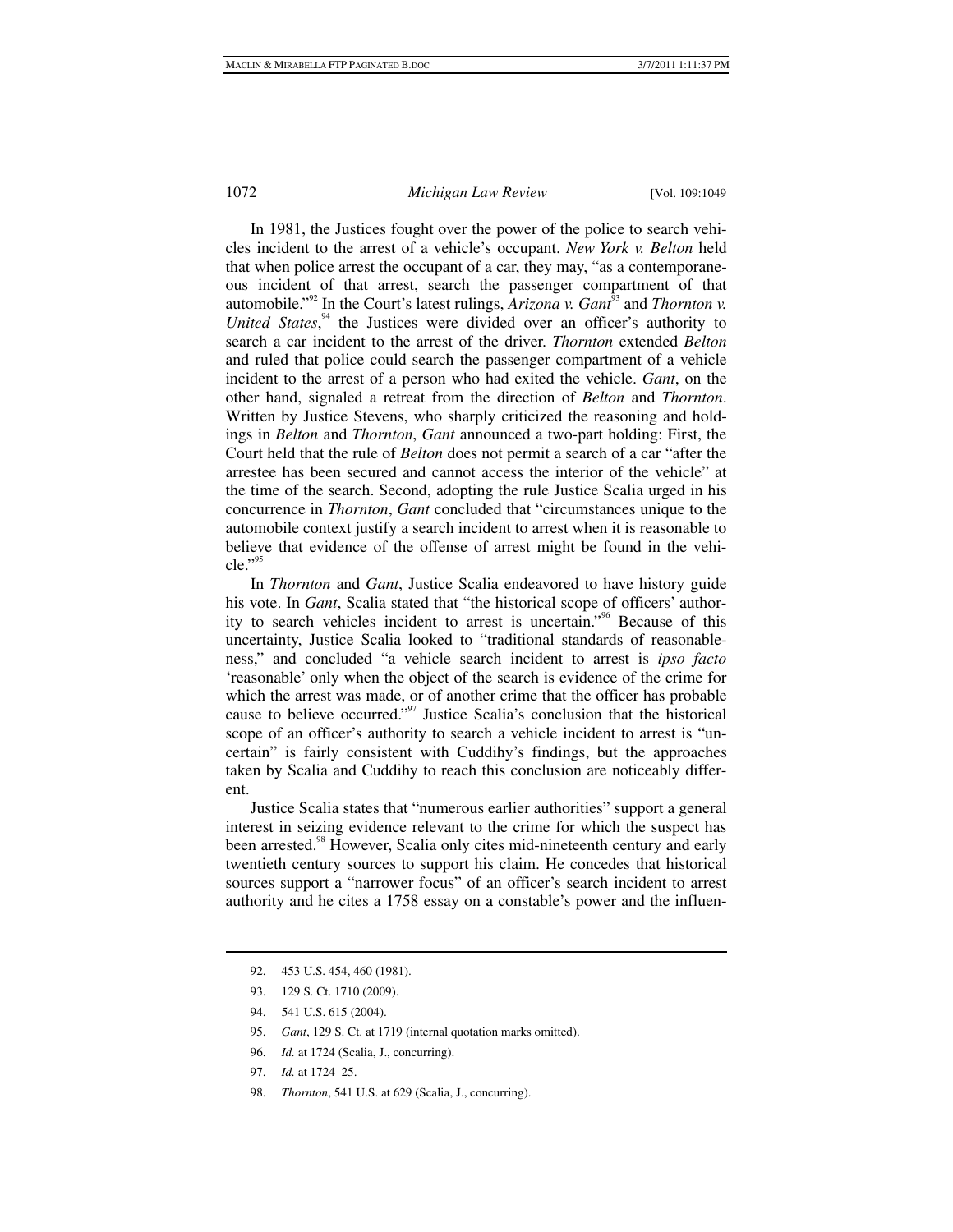In 1981, the Justices fought over the power of the police to search vehicles incident to the arrest of a vehicle's occupant. *New York v. Belton* held that when police arrest the occupant of a car, they may, "as a contemporaneous incident of that arrest, search the passenger compartment of that automobile."[92] In the Court's latest rulings, *Arizona v. Gant*[93] and *Thornton v. United States*,[94] the Justices were divided over an officer's authority to search a car incident to the arrest of the driver. *Thornton* extended *Belton* and ruled that police could search the passenger compartment of a vehicle incident to the arrest of a person who had exited the vehicle. *Gant*, on the other hand, signaled a retreat from the direction of *Belton* and *Thornton*. Written by Justice Stevens, who sharply criticized the reasoning and holdings in *Belton* and *Thornton*, *Gant* announced a two-part holding: First, the Court held that the rule of *Belton* does not permit a search of a car "after the arrestee has been secured and cannot access the interior of the vehicle" at the time of the search. Second, adopting the rule Justice Scalia urged in his concurrence in *Thornton*, *Gant* concluded that "circumstances unique to the automobile context justify a search incident to arrest when it is reasonable to believe that evidence of the offense of arrest might be found in the vehicle."[95]

In *Thornton* and *Gant*, Justice Scalia endeavored to have history guide his vote. In *Gant*, Scalia stated that "the historical scope of officers' authority to search vehicles incident to arrest is uncertain."[96] Because of this uncertainty, Justice Scalia looked to "traditional standards of reasonableness," and concluded "a vehicle search incident to arrest is *ipso facto* 'reasonable' only when the object of the search is evidence of the crime for which the arrest was made, or of another crime that the officer has probable cause to believe occurred."[97] Justice Scalia's conclusion that the historical scope of an officer's authority to search a vehicle incident to arrest is "uncertain" is fairly consistent with Cuddihy's findings, but the approaches taken by Scalia and Cuddihy to reach this conclusion are noticeably different.

Justice Scalia states that "numerous earlier authorities" support a general interest in seizing evidence relevant to the crime for which the suspect has been arrested.[98] However, Scalia only cites mid-nineteenth century and early twentieth century sources to support his claim. He concedes that historical sources support a "narrower focus" of an officer's search incident to arrest authority and he cites a 1758 essay on a constable's power and the influen-

92. 453 U.S. 454, 460 (1981).

93. 129 S. Ct. 1710 (2009).

94. 541 U.S. 615 (2004).

95. *Gant*, 129 S. Ct. at 1719 (internal quotation marks omitted).

96. *Id.* at 1724 (Scalia, J., concurring).

97. *Id.* at 1724–25.

98. *Thornton*, 541 U.S. at 629 (Scalia, J., concurring).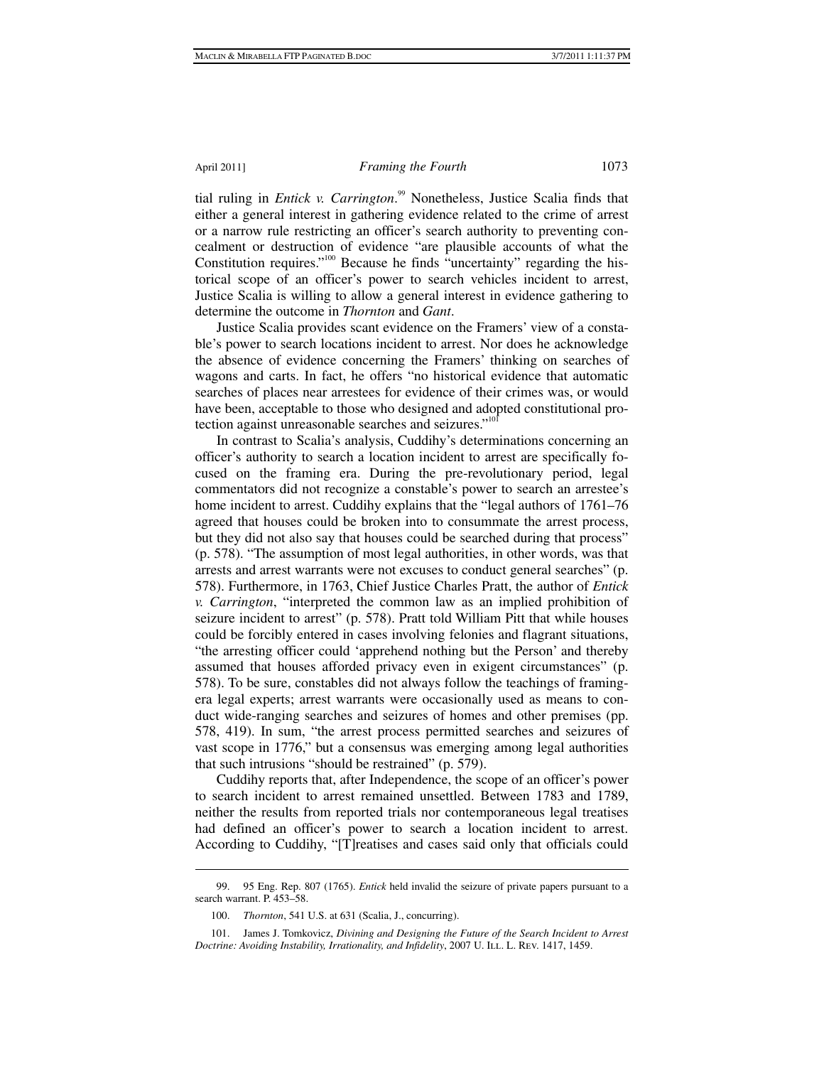tial ruling in *Entick v. Carrington*.[99] Nonetheless, Justice Scalia finds that either a general interest in gathering evidence related to the crime of arrest or a narrow rule restricting an officer's search authority to preventing concealment or destruction of evidence "are plausible accounts of what the Constitution requires."[100] Because he finds "uncertainty" regarding the historical scope of an officer's power to search vehicles incident to arrest, Justice Scalia is willing to allow a general interest in evidence gathering to determine the outcome in *Thornton* and *Gant*.

Justice Scalia provides scant evidence on the Framers' view of a constable's power to search locations incident to arrest. Nor does he acknowledge the absence of evidence concerning the Framers' thinking on searches of wagons and carts. In fact, he offers "no historical evidence that automatic searches of places near arrestees for evidence of their crimes was, or would have been, acceptable to those who designed and adopted constitutional protection against unreasonable searches and seizures."[101]

In contrast to Scalia's analysis, Cuddihy's determinations concerning an officer's authority to search a location incident to arrest are specifically focused on the framing era. During the pre-revolutionary period, legal commentators did not recognize a constable's power to search an arrestee's home incident to arrest. Cuddihy explains that the "legal authors of 1761–76 agreed that houses could be broken into to consummate the arrest process, but they did not also say that houses could be searched during that process" (p. 578). "The assumption of most legal authorities, in other words, was that arrests and arrest warrants were not excuses to conduct general searches" (p. 578). Furthermore, in 1763, Chief Justice Charles Pratt, the author of *Entick v. Carrington*, "interpreted the common law as an implied prohibition of seizure incident to arrest" (p. 578). Pratt told William Pitt that while houses could be forcibly entered in cases involving felonies and flagrant situations, "the arresting officer could 'apprehend nothing but the Person' and thereby assumed that houses afforded privacy even in exigent circumstances" (p. 578). To be sure, constables did not always follow the teachings of framing-era legal experts; arrest warrants were occasionally used as means to conduct wide-ranging searches and seizures of homes and other premises (pp. 578, 419). In sum, "the arrest process permitted searches and seizures of vast scope in 1776," but a consensus was emerging among legal authorities that such intrusions "should be restrained" (p. 579).

Cuddihy reports that, after Independence, the scope of an officer's power to search incident to arrest remained unsettled. Between 1783 and 1789, neither the results from reported trials nor contemporaneous legal treatises had defined an officer's power to search a location incident to arrest. According to Cuddihy, "[T]reatises and cases said only that officials could

---

99. 95 Eng. Rep. 807 (1765). *Entick* held invalid the seizure of private papers pursuant to a search warrant. P. 453–58.

100. *Thornton*, 541 U.S. at 631 (Scalia, J., concurring).

101. James J. Tomkovicz, *Divining and Designing the Future of the Search Incident to Arrest Doctrine: Avoiding Instability, Irrationality, and Infidelity*, 2007 U. ILL. L. REV. 1417, 1459.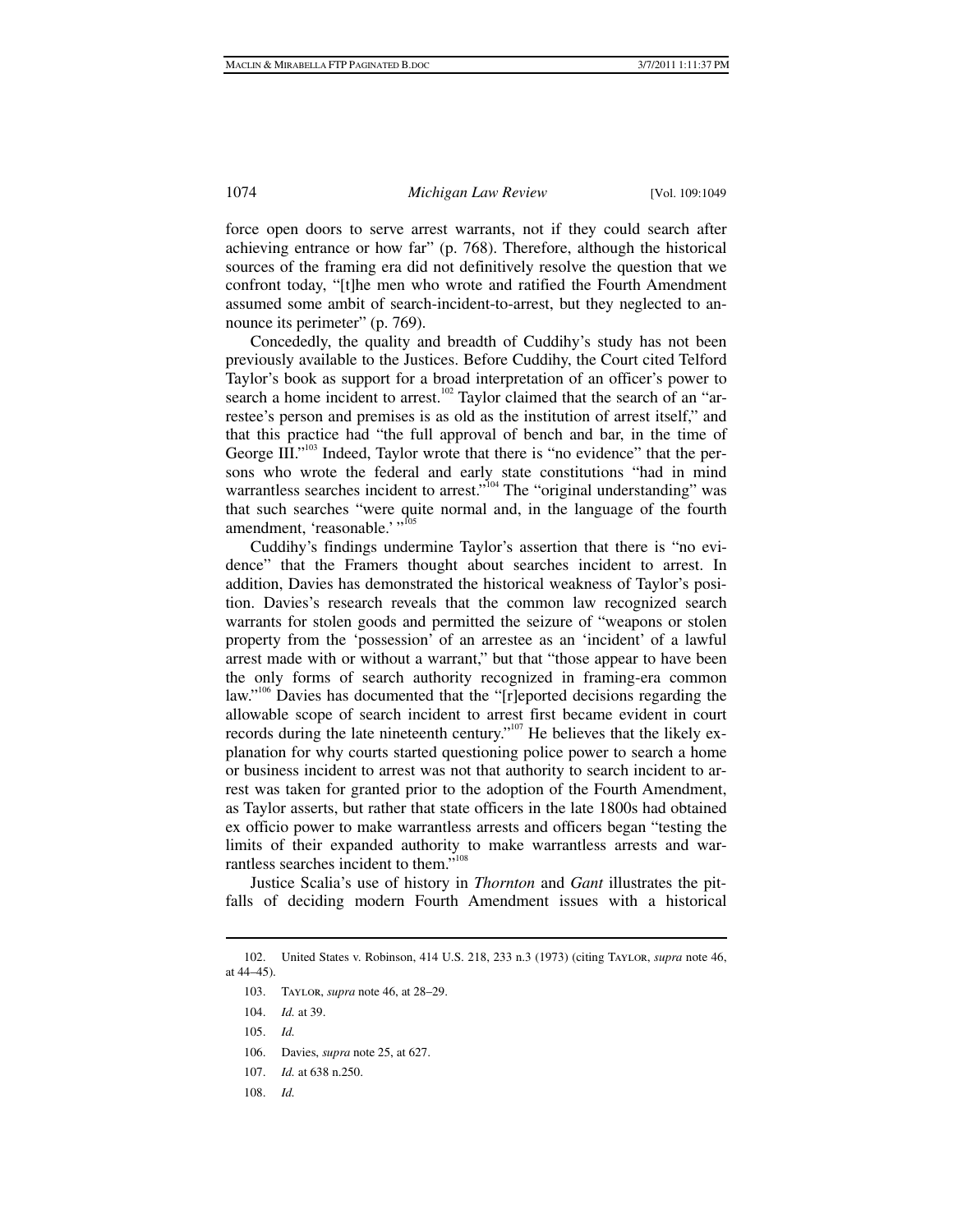force open doors to serve arrest warrants, not if they could search after achieving entrance or how far" (p. 768). Therefore, although the historical sources of the framing era did not definitively resolve the question that we confront today, "[t]he men who wrote and ratified the Fourth Amendment assumed some ambit of search-incident-to-arrest, but they neglected to announce its perimeter" (p. 769).

Concededly, the quality and breadth of Cuddihy's study has not been previously available to the Justices. Before Cuddihy, the Court cited Telford Taylor's book as support for a broad interpretation of an officer's power to search a home incident to arrest.[102] Taylor claimed that the search of an "arrestee's person and premises is as old as the institution of arrest itself," and that this practice had "the full approval of bench and bar, in the time of George III."[103] Indeed, Taylor wrote that there is "no evidence" that the persons who wrote the federal and early state constitutions "had in mind warrantless searches incident to arrest."[104] The "original understanding" was that such searches "were quite normal and, in the language of the fourth amendment, 'reasonable.' "[105]

Cuddihy's findings undermine Taylor's assertion that there is "no evidence" that the Framers thought about searches incident to arrest. In addition, Davies has demonstrated the historical weakness of Taylor's position. Davies's research reveals that the common law recognized search warrants for stolen goods and permitted the seizure of "weapons or stolen property from the 'possession' of an arrestee as an 'incident' of a lawful arrest made with or without a warrant," but that "those appear to have been the only forms of search authority recognized in framing-era common law."[106] Davies has documented that the "[r]eported decisions regarding the allowable scope of search incident to arrest first became evident in court records during the late nineteenth century."[107] He believes that the likely explanation for why courts started questioning police power to search a home or business incident to arrest was not that authority to search incident to arrest was taken for granted prior to the adoption of the Fourth Amendment, as Taylor asserts, but rather that state officers in the late 1800s had obtained ex officio power to make warrantless arrests and officers began "testing the limits of their expanded authority to make warrantless arrests and warrantless searches incident to them."[108]

Justice Scalia's use of history in *Thornton* and *Gant* illustrates the pitfalls of deciding modern Fourth Amendment issues with a historical

---

102. United States v. Robinson, 414 U.S. 218, 233 n.3 (1973) (citing TAYLOR, *supra* note 46, at 44–45).

103. TAYLOR, *supra* note 46, at 28–29.

104. *Id.* at 39.

105. *Id.*

106. Davies, *supra* note 25, at 627.

107. *Id.* at 638 n.250.

108. *Id.*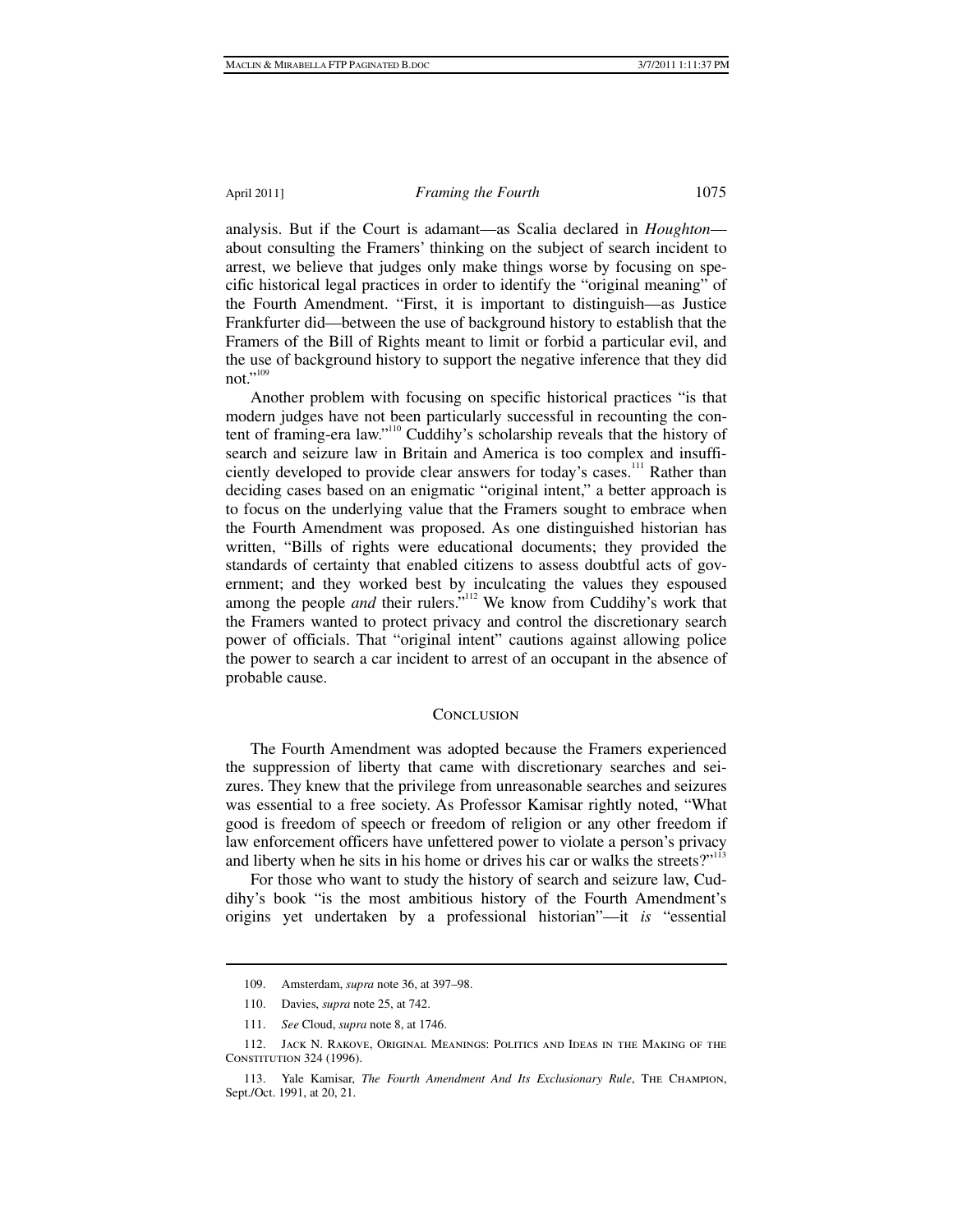analysis. But if the Court is adamant—as Scalia declared in *Houghton*—about consulting the Framers' thinking on the subject of search incident to arrest, we believe that judges only make things worse by focusing on specific historical legal practices in order to identify the "original meaning" of the Fourth Amendment. "First, it is important to distinguish—as Justice Frankfurter did—between the use of background history to establish that the Framers of the Bill of Rights meant to limit or forbid a particular evil, and the use of background history to support the negative inference that they did not."[109]

Another problem with focusing on specific historical practices "is that modern judges have not been particularly successful in recounting the content of framing-era law."[110] Cuddihy's scholarship reveals that the history of search and seizure law in Britain and America is too complex and insufficiently developed to provide clear answers for today's cases.[111] Rather than deciding cases based on an enigmatic "original intent," a better approach is to focus on the underlying value that the Framers sought to embrace when the Fourth Amendment was proposed. As one distinguished historian has written, "Bills of rights were educational documents; they provided the standards of certainty that enabled citizens to assess doubtful acts of government; and they worked best by inculcating the values they espoused among the people *and* their rulers."[112] We know from Cuddihy's work that the Framers wanted to protect privacy and control the discretionary search power of officials. That "original intent" cautions against allowing police the power to search a car incident to arrest of an occupant in the absence of probable cause.

## Conclusion

The Fourth Amendment was adopted because the Framers experienced the suppression of liberty that came with discretionary searches and seizures. They knew that the privilege from unreasonable searches and seizures was essential to a free society. As Professor Kamisar rightly noted, "What good is freedom of speech or freedom of religion or any other freedom if law enforcement officers have unfettered power to violate a person's privacy and liberty when he sits in his home or drives his car or walks the streets?"[113]

For those who want to study the history of search and seizure law, Cuddihy's book "is the most ambitious history of the Fourth Amendment's origins yet undertaken by a professional historian"—it *is* "essential

---

109. Amsterdam, *supra* note 36, at 397–98.

110. Davies, *supra* note 25, at 742.

111. *See* Cloud, *supra* note 8, at 1746.

112. Jack N. Rakove, Original Meanings: Politics and Ideas in the Making of the Constitution 324 (1996).

113. Yale Kamisar, *The Fourth Amendment And Its Exclusionary Rule*, The Champion, Sept./Oct. 1991, at 20, 21.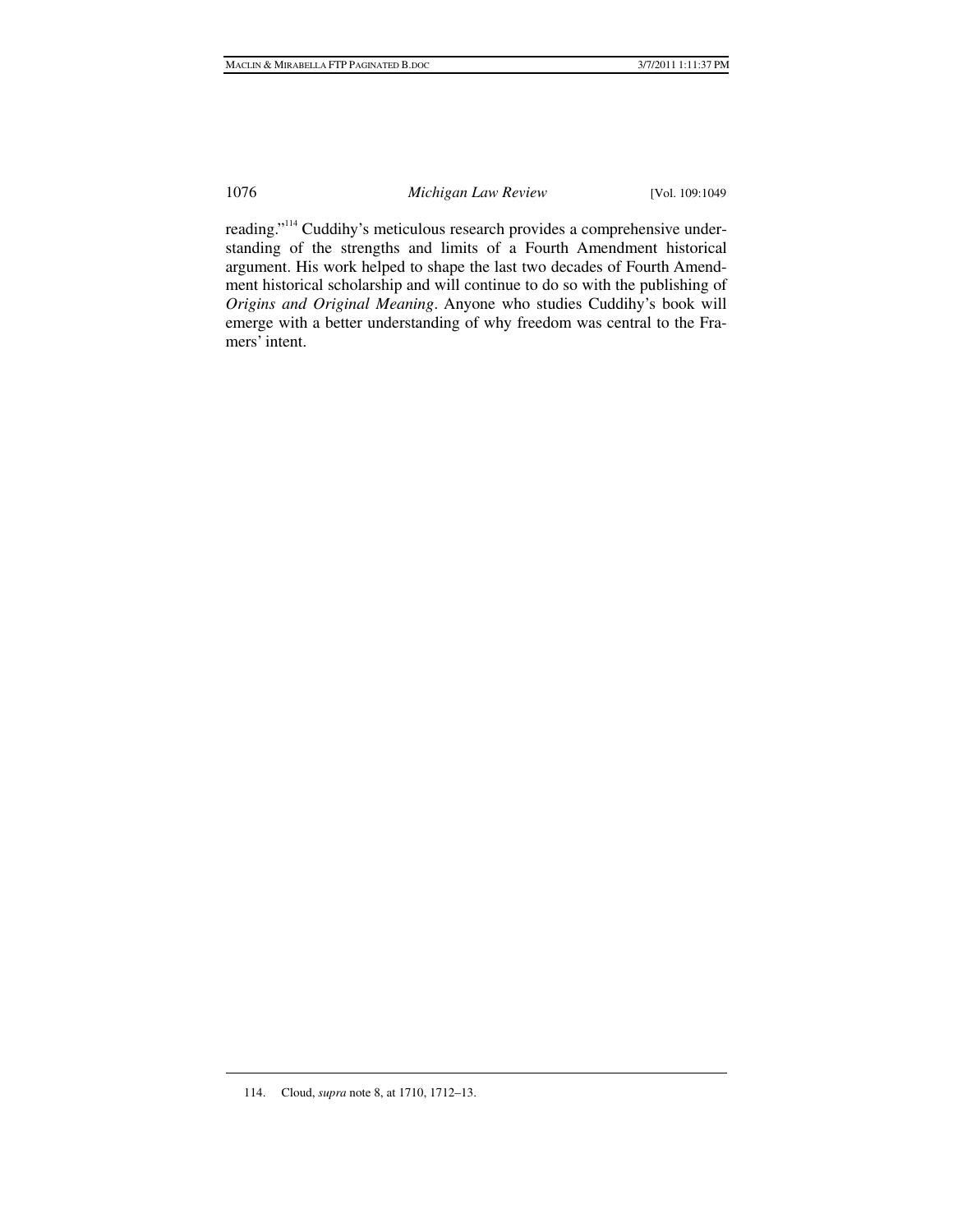reading."[114] Cuddihy's meticulous research provides a comprehensive understanding of the strengths and limits of a Fourth Amendment historical argument. His work helped to shape the last two decades of Fourth Amendment historical scholarship and will continue to do so with the publishing of *Origins and Original Meaning*. Anyone who studies Cuddihy's book will emerge with a better understanding of why freedom was central to the Framers' intent.

---

114. Cloud, *supra* note 8, at 1710, 1712–13.